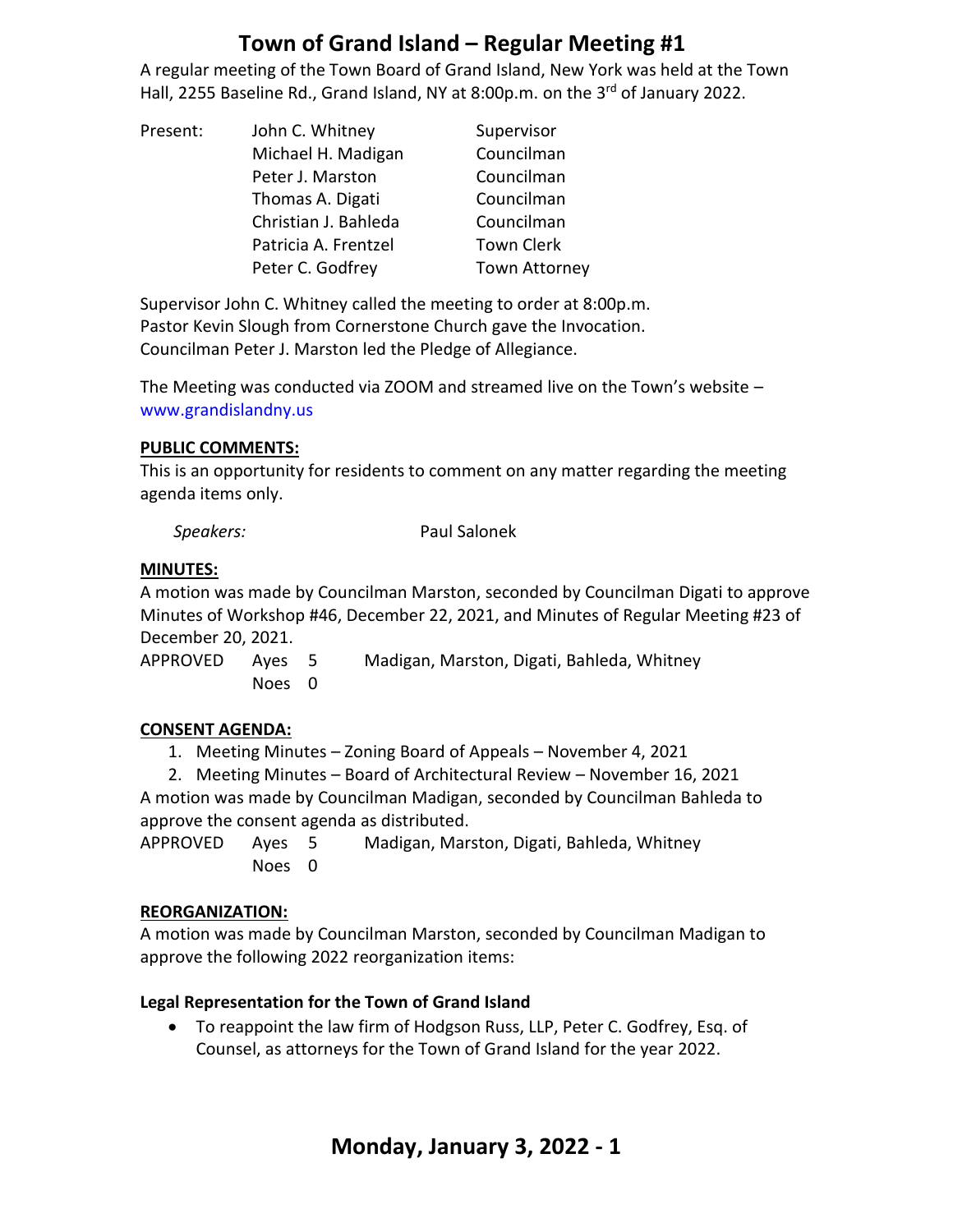# Town of Grand Island – Regular Meeting #1

A regular meeting of the Town Board of Grand Island, New York was held at the Town Hall, 2255 Baseline Rd., Grand Island, NY at 8:00p.m. on the 3rd of January 2022.

| Present: | John C. Whitney | Supervisor |
|---|---|---|
| | Michael H. Madigan | Councilman |
| | Peter J. Marston | Councilman |
| | Thomas A. Digati | Councilman |
| | Christian J. Bahleda | Councilman |
| | Patricia A. Frentzel | Town Clerk |
| | Peter C. Godfrey | Town Attorney |

Supervisor John C. Whitney called the meeting to order at 8:00p.m.
Pastor Kevin Slough from Cornerstone Church gave the Invocation.
Councilman Peter J. Marston led the Pledge of Allegiance.

The Meeting was conducted via ZOOM and streamed live on the Town's website – www.grandislandny.us

**PUBLIC COMMENTS:**

This is an opportunity for residents to comment on any matter regarding the meeting agenda items only.

*Speakers:* Paul Salonek

**MINUTES:**

A motion was made by Councilman Marston, seconded by Councilman Digati to approve Minutes of Workshop #46, December 22, 2021, and Minutes of Regular Meeting #23 of December 20, 2021.

APPROVED Ayes 5 Madigan, Marston, Digati, Bahleda, Whitney
Noes 0

**CONSENT AGENDA:**

1. Meeting Minutes – Zoning Board of Appeals – November 4, 2021
2. Meeting Minutes – Board of Architectural Review – November 16, 2021

A motion was made by Councilman Madigan, seconded by Councilman Bahleda to approve the consent agenda as distributed.

APPROVED Ayes 5 Madigan, Marston, Digati, Bahleda, Whitney
Noes 0

**REORGANIZATION:**

A motion was made by Councilman Marston, seconded by Councilman Madigan to approve the following 2022 reorganization items:

**Legal Representation for the Town of Grand Island**

- To reappoint the law firm of Hodgson Russ, LLP, Peter C. Godfrey, Esq. of Counsel, as attorneys for the Town of Grand Island for the year 2022.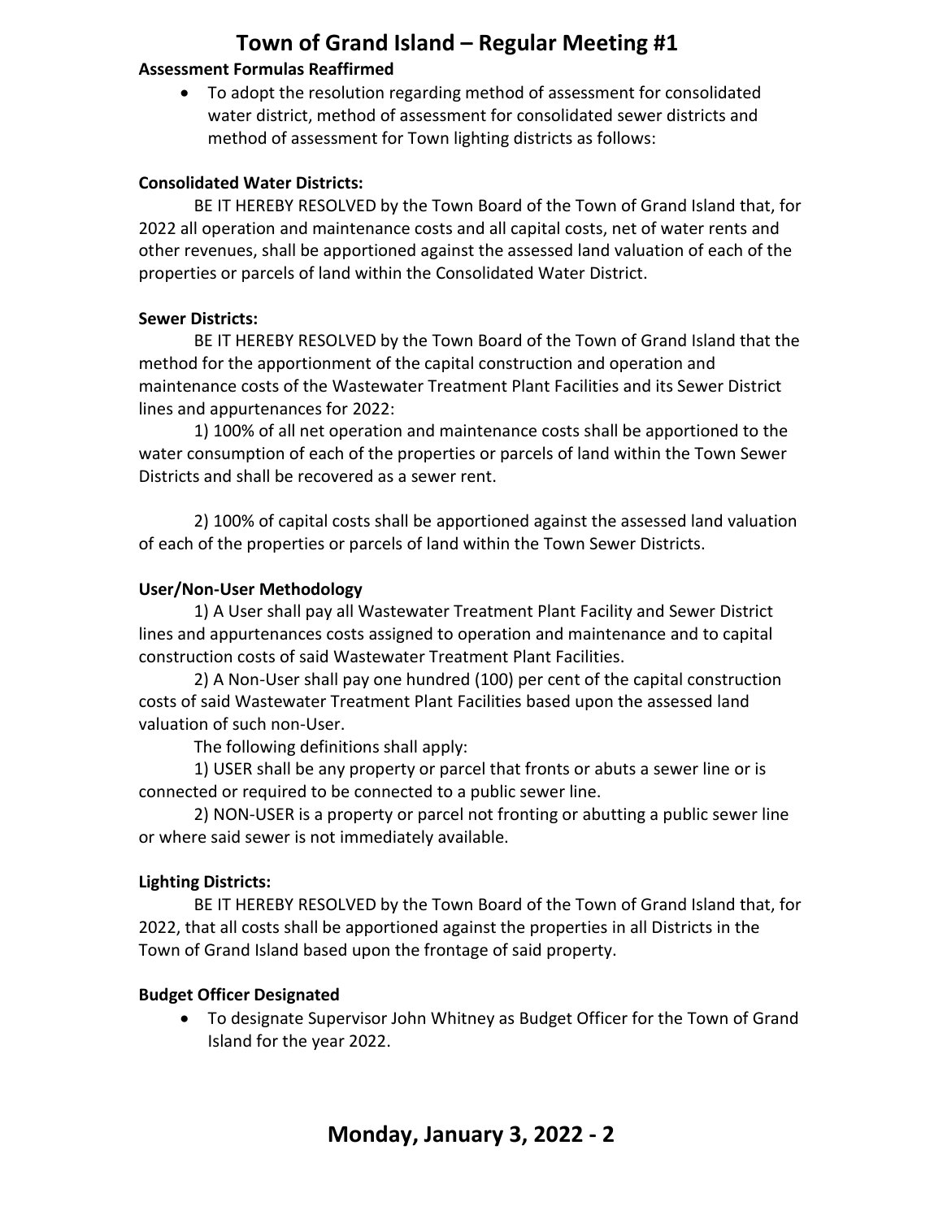**Assessment Formulas Reaffirmed**

- To adopt the resolution regarding method of assessment for consolidated water district, method of assessment for consolidated sewer districts and method of assessment for Town lighting districts as follows:

**Consolidated Water Districts:**

BE IT HEREBY RESOLVED by the Town Board of the Town of Grand Island that, for 2022 all operation and maintenance costs and all capital costs, net of water rents and other revenues, shall be apportioned against the assessed land valuation of each of the properties or parcels of land within the Consolidated Water District.

**Sewer Districts:**

BE IT HEREBY RESOLVED by the Town Board of the Town of Grand Island that the method for the apportionment of the capital construction and operation and maintenance costs of the Wastewater Treatment Plant Facilities and its Sewer District lines and appurtenances for 2022:

1) 100% of all net operation and maintenance costs shall be apportioned to the water consumption of each of the properties or parcels of land within the Town Sewer Districts and shall be recovered as a sewer rent.

2) 100% of capital costs shall be apportioned against the assessed land valuation of each of the properties or parcels of land within the Town Sewer Districts.

**User/Non-User Methodology**

1) A User shall pay all Wastewater Treatment Plant Facility and Sewer District lines and appurtenances costs assigned to operation and maintenance and to capital construction costs of said Wastewater Treatment Plant Facilities.

2) A Non-User shall pay one hundred (100) per cent of the capital construction costs of said Wastewater Treatment Plant Facilities based upon the assessed land valuation of such non-User.

The following definitions shall apply:

1) USER shall be any property or parcel that fronts or abuts a sewer line or is connected or required to be connected to a public sewer line.

2) NON-USER is a property or parcel not fronting or abutting a public sewer line or where said sewer is not immediately available.

**Lighting Districts:**

BE IT HEREBY RESOLVED by the Town Board of the Town of Grand Island that, for 2022, that all costs shall be apportioned against the properties in all Districts in the Town of Grand Island based upon the frontage of said property.

**Budget Officer Designated**

- To designate Supervisor John Whitney as Budget Officer for the Town of Grand Island for the year 2022.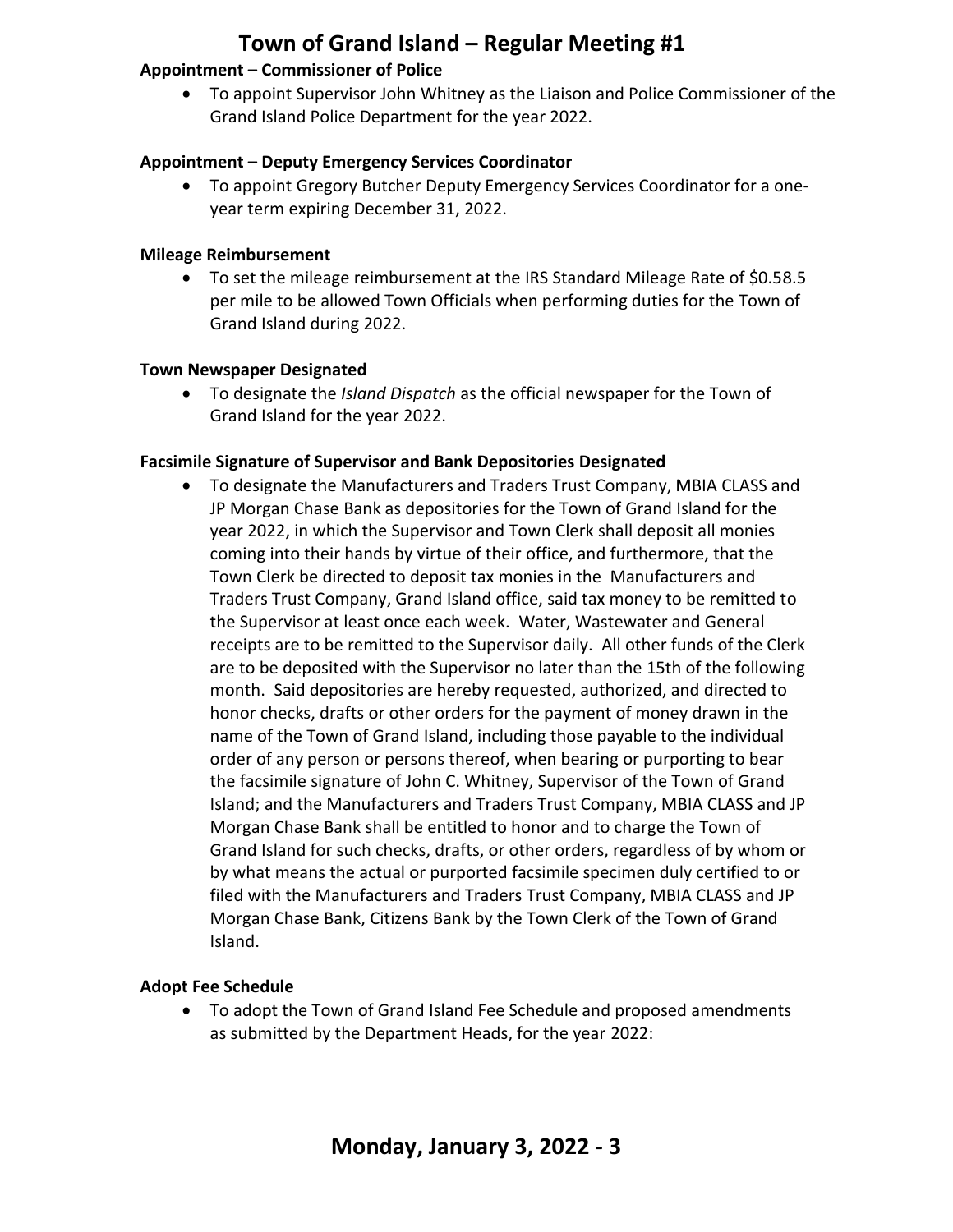**Appointment – Commissioner of Police**

- To appoint Supervisor John Whitney as the Liaison and Police Commissioner of the Grand Island Police Department for the year 2022.

**Appointment – Deputy Emergency Services Coordinator**

- To appoint Gregory Butcher Deputy Emergency Services Coordinator for a one-year term expiring December 31, 2022.

**Mileage Reimbursement**

- To set the mileage reimbursement at the IRS Standard Mileage Rate of $0.58.5 per mile to be allowed Town Officials when performing duties for the Town of Grand Island during 2022.

**Town Newspaper Designated**

- To designate the *Island Dispatch* as the official newspaper for the Town of Grand Island for the year 2022.

**Facsimile Signature of Supervisor and Bank Depositories Designated**

- To designate the Manufacturers and Traders Trust Company, MBIA CLASS and JP Morgan Chase Bank as depositories for the Town of Grand Island for the year 2022, in which the Supervisor and Town Clerk shall deposit all monies coming into their hands by virtue of their office, and furthermore, that the Town Clerk be directed to deposit tax monies in the Manufacturers and Traders Trust Company, Grand Island office, said tax money to be remitted to the Supervisor at least once each week. Water, Wastewater and General receipts are to be remitted to the Supervisor daily. All other funds of the Clerk are to be deposited with the Supervisor no later than the 15th of the following month. Said depositories are hereby requested, authorized, and directed to honor checks, drafts or other orders for the payment of money drawn in the name of the Town of Grand Island, including those payable to the individual order of any person or persons thereof, when bearing or purporting to bear the facsimile signature of John C. Whitney, Supervisor of the Town of Grand Island; and the Manufacturers and Traders Trust Company, MBIA CLASS and JP Morgan Chase Bank shall be entitled to honor and to charge the Town of Grand Island for such checks, drafts, or other orders, regardless of by whom or by what means the actual or purported facsimile specimen duly certified to or filed with the Manufacturers and Traders Trust Company, MBIA CLASS and JP Morgan Chase Bank, Citizens Bank by the Town Clerk of the Town of Grand Island.

**Adopt Fee Schedule**

- To adopt the Town of Grand Island Fee Schedule and proposed amendments as submitted by the Department Heads, for the year 2022: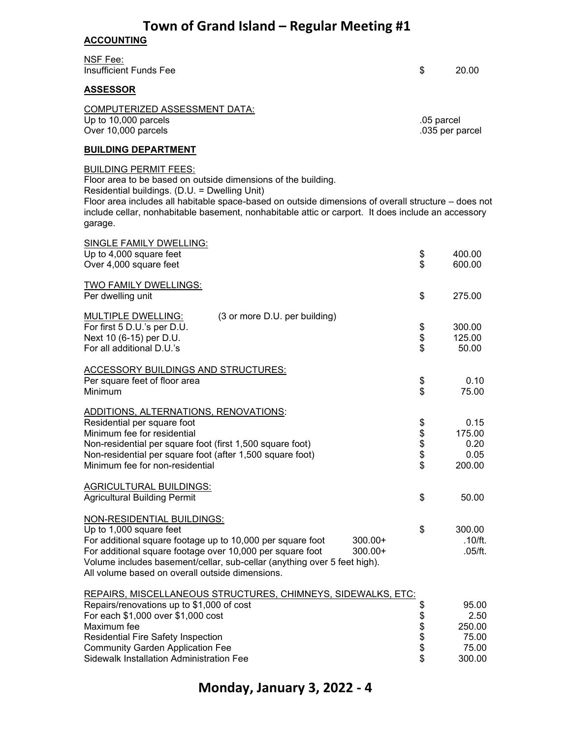**ACCOUNTING**

NSF Fee:

| | |
|---|---|
| Insufficient Funds Fee | $ 20.00 |

**ASSESSOR**

COMPUTERIZED ASSESSMENT DATA:

| | |
|---|---|
| Up to 10,000 parcels | .05 parcel |
| Over 10,000 parcels | .035 per parcel |

**BUILDING DEPARTMENT**

BUILDING PERMIT FEES:

Floor area to be based on outside dimensions of the building.
Residential buildings. (D.U. = Dwelling Unit)
Floor area includes all habitable space-based on outside dimensions of overall structure – does not include cellar, nonhabitable basement, nonhabitable attic or carport. It does include an accessory garage.

SINGLE FAMILY DWELLING:

| | |
|---|---|
| Up to 4,000 square feet | $ 400.00 |
| Over 4,000 square feet | $ 600.00 |

TWO FAMILY DWELLINGS:

| | |
|---|---|
| Per dwelling unit | $ 275.00 |

MULTIPLE DWELLING: (3 or more D.U. per building)

| | |
|---|---|
| For first 5 D.U.'s per D.U. | $ 300.00 |
| Next 10 (6-15) per D.U. | $ 125.00 |
| For all additional D.U.'s | $ 50.00 |

ACCESSORY BUILDINGS AND STRUCTURES:

| | |
|---|---|
| Per square feet of floor area | $ 0.10 |
| Minimum | $ 75.00 |

ADDITIONS, ALTERNATIONS, RENOVATIONS:

| | |
|---|---|
| Residential per square foot | $ 0.15 |
| Minimum fee for residential | $ 175.00 |
| Non-residential per square foot (first 1,500 square foot) | $ 0.20 |
| Non-residential per square foot (after 1,500 square foot) | $ 0.05 |
| Minimum fee for non-residential | $ 200.00 |

AGRICULTURAL BUILDINGS:

| | |
|---|---|
| Agricultural Building Permit | $ 50.00 |

NON-RESIDENTIAL BUILDINGS:

| | | |
|---|---|---|
| Up to 1,000 square feet | | $ 300.00 |
| For additional square footage up to 10,000 per square foot | 300.00+ | .10/ft. |
| For additional square footage over 10,000 per square foot | 300.00+ | .05/ft. |

Volume includes basement/cellar, sub-cellar (anything over 5 feet high).
All volume based on overall outside dimensions.

REPAIRS, MISCELLANEOUS STRUCTURES, CHIMNEYS, SIDEWALKS, ETC:

| | |
|---|---|
| Repairs/renovations up to $1,000 of cost | $ 95.00 |
| For each $1,000 over $1,000 cost | $ 2.50 |
| Maximum fee | $ 250.00 |
| Residential Fire Safety Inspection | $ 75.00 |
| Community Garden Application Fee | $ 75.00 |
| Sidewalk Installation Administration Fee | $ 300.00 |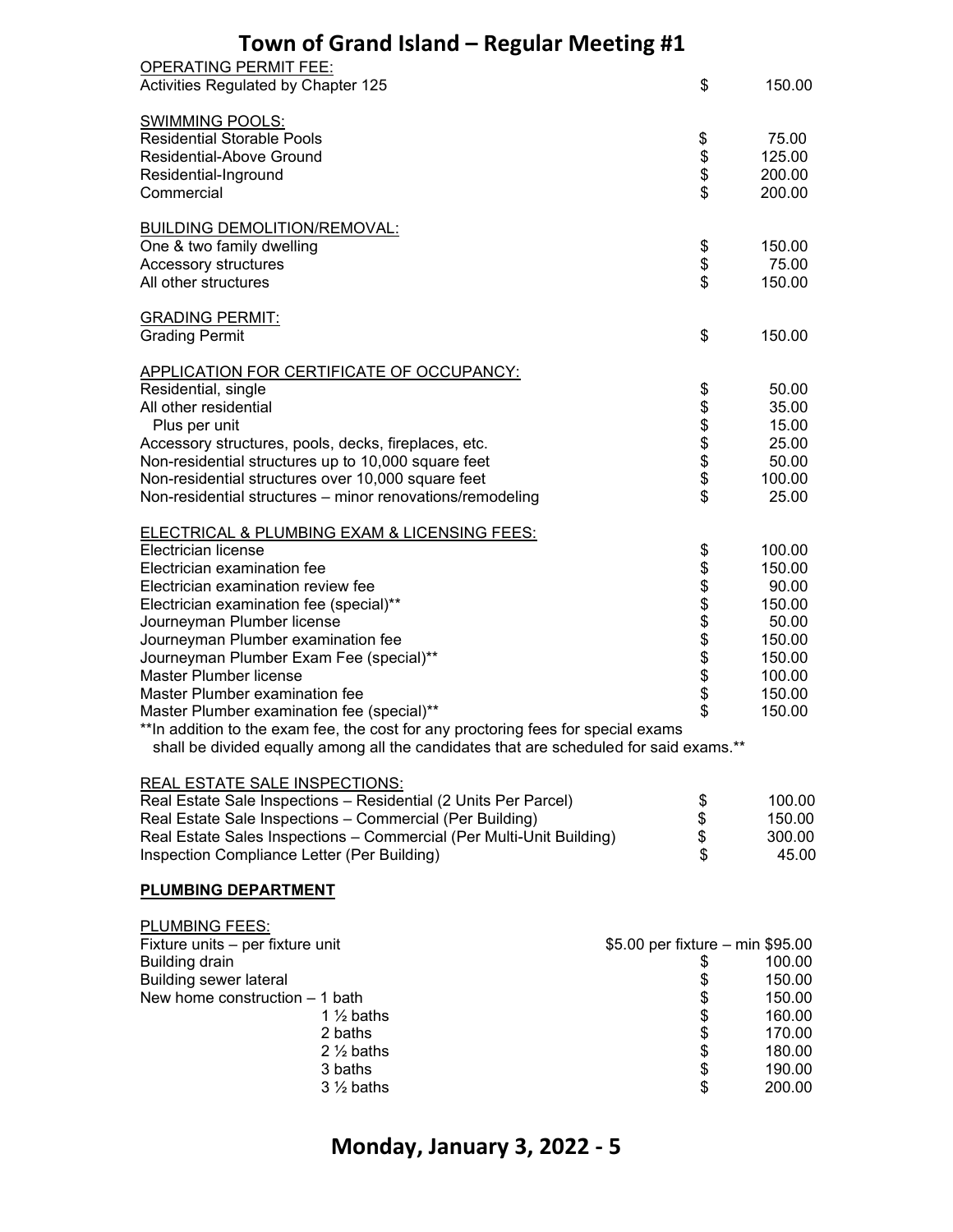OPERATING PERMIT FEE:

| | | |
|---|---|---|
| Activities Regulated by Chapter 125 | $ | 150.00 |

SWIMMING POOLS:

| | | |
|---|---|---|
| Residential Storable Pools | $ | 75.00 |
| Residential-Above Ground | $ | 125.00 |
| Residential-Inground | $ | 200.00 |
| Commercial | $ | 200.00 |

BUILDING DEMOLITION/REMOVAL:

| | | |
|---|---|---|
| One & two family dwelling | $ | 150.00 |
| Accessory structures | $ | 75.00 |
| All other structures | $ | 150.00 |

GRADING PERMIT:

| | | |
|---|---|---|
| Grading Permit | $ | 150.00 |

APPLICATION FOR CERTIFICATE OF OCCUPANCY:

| | | |
|---|---|---|
| Residential, single | $ | 50.00 |
| All other residential | $ | 35.00 |
| Plus per unit | $ | 15.00 |
| Accessory structures, pools, decks, fireplaces, etc. | $ | 25.00 |
| Non-residential structures up to 10,000 square feet | $ | 50.00 |
| Non-residential structures over 10,000 square feet | $ | 100.00 |
| Non-residential structures – minor renovations/remodeling | $ | 25.00 |

ELECTRICAL & PLUMBING EXAM & LICENSING FEES:

| | | |
|---|---|---|
| Electrician license | $ | 100.00 |
| Electrician examination fee | $ | 150.00 |
| Electrician examination review fee | $ | 90.00 |
| Electrician examination fee (special)** | $ | 150.00 |
| Journeyman Plumber license | $ | 50.00 |
| Journeyman Plumber examination fee | $ | 150.00 |
| Journeyman Plumber Exam Fee (special)** | $ | 150.00 |
| Master Plumber license | $ | 100.00 |
| Master Plumber examination fee | $ | 150.00 |
| Master Plumber examination fee (special)** | $ | 150.00 |

**In addition to the exam fee, the cost for any proctoring fees for special exams shall be divided equally among all the candidates that are scheduled for said exams.**

REAL ESTATE SALE INSPECTIONS:

| | | |
|---|---|---|
| Real Estate Sale Inspections – Residential (2 Units Per Parcel) | $ | 100.00 |
| Real Estate Sale Inspections – Commercial (Per Building) | $ | 150.00 |
| Real Estate Sales Inspections – Commercial (Per Multi-Unit Building) | $ | 300.00 |
| Inspection Compliance Letter (Per Building) | $ | 45.00 |

**PLUMBING DEPARTMENT**

PLUMBING FEES:

| | | |
|---|---|---|
| Fixture units – per fixture unit | $5.00 per fixture – min $95.00 | |
| Building drain | $ | 100.00 |
| Building sewer lateral | $ | 150.00 |
| New home construction – 1 bath | $ | 150.00 |
| 1 ½ baths | $ | 160.00 |
| 2 baths | $ | 170.00 |
| 2 ½ baths | $ | 180.00 |
| 3 baths | $ | 190.00 |
| 3 ½ baths | $ | 200.00 |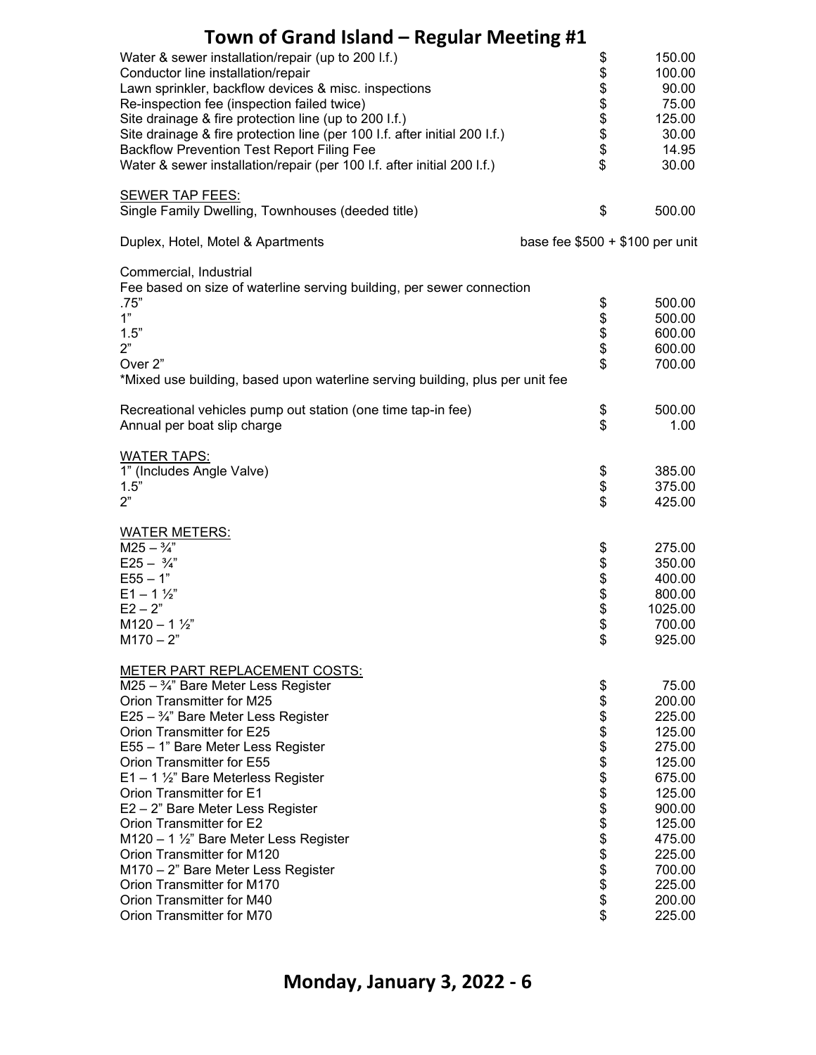| | | |
|---|---|---|
| Water & sewer installation/repair (up to 200 l.f.) | $ | 150.00 |
| Conductor line installation/repair | $ | 100.00 |
| Lawn sprinkler, backflow devices & misc. inspections | $ | 90.00 |
| Re-inspection fee (inspection failed twice) | $ | 75.00 |
| Site drainage & fire protection line (up to 200 l.f.) | $ | 125.00 |
| Site drainage & fire protection line (per 100 l.f. after initial 200 l.f.) | $ | 30.00 |
| Backflow Prevention Test Report Filing Fee | $ | 14.95 |
| Water & sewer installation/repair (per 100 l.f. after initial 200 l.f.) | $ | 30.00 |

<u>SEWER TAP FEES:</u>

| | | |
|---|---|---|
| Single Family Dwelling, Townhouses (deeded title) | $ | 500.00 |
| Duplex, Hotel, Motel & Apartments | base fee $500 + $100 per unit | |

Commercial, Industrial
Fee based on size of waterline serving building, per sewer connection

| | | |
|---|---|---|
| .75" | $ | 500.00 |
| 1" | $ | 500.00 |
| 1.5" | $ | 600.00 |
| 2" | $ | 600.00 |
| Over 2" | $ | 700.00 |

*Mixed use building, based upon waterline serving building, plus per unit fee

| | | |
|---|---|---|
| Recreational vehicles pump out station (one time tap-in fee) | $ | 500.00 |
| Annual per boat slip charge | $ | 1.00 |

<u>WATER TAPS:</u>

| | | |
|---|---|---|
| 1" (Includes Angle Valve) | $ | 385.00 |
| 1.5" | $ | 375.00 |
| 2" | $ | 425.00 |

<u>WATER METERS:</u>

| | | |
|---|---|---|
| M25 – ¾" | $ | 275.00 |
| E25 – ¾" | $ | 350.00 |
| E55 – 1" | $ | 400.00 |
| E1 – 1 ½" | $ | 800.00 |
| E2 – 2" | $ | 1025.00 |
| M120 – 1 ½" | $ | 700.00 |
| M170 – 2" | $ | 925.00 |

<u>METER PART REPLACEMENT COSTS:</u>

| | | |
|---|---|---|
| M25 – ¾" Bare Meter Less Register | $ | 75.00 |
| Orion Transmitter for M25 | $ | 200.00 |
| E25 – ¾" Bare Meter Less Register | $ | 225.00 |
| Orion Transmitter for E25 | $ | 125.00 |
| E55 – 1" Bare Meter Less Register | $ | 275.00 |
| Orion Transmitter for E55 | $ | 125.00 |
| E1 – 1 ½" Bare Meterless Register | $ | 675.00 |
| Orion Transmitter for E1 | $ | 125.00 |
| E2 – 2" Bare Meter Less Register | $ | 900.00 |
| Orion Transmitter for E2 | $ | 125.00 |
| M120 – 1 ½" Bare Meter Less Register | $ | 475.00 |
| Orion Transmitter for M120 | $ | 225.00 |
| M170 – 2" Bare Meter Less Register | $ | 700.00 |
| Orion Transmitter for M170 | $ | 225.00 |
| Orion Transmitter for M40 | $ | 200.00 |
| Orion Transmitter for M70 | $ | 225.00 |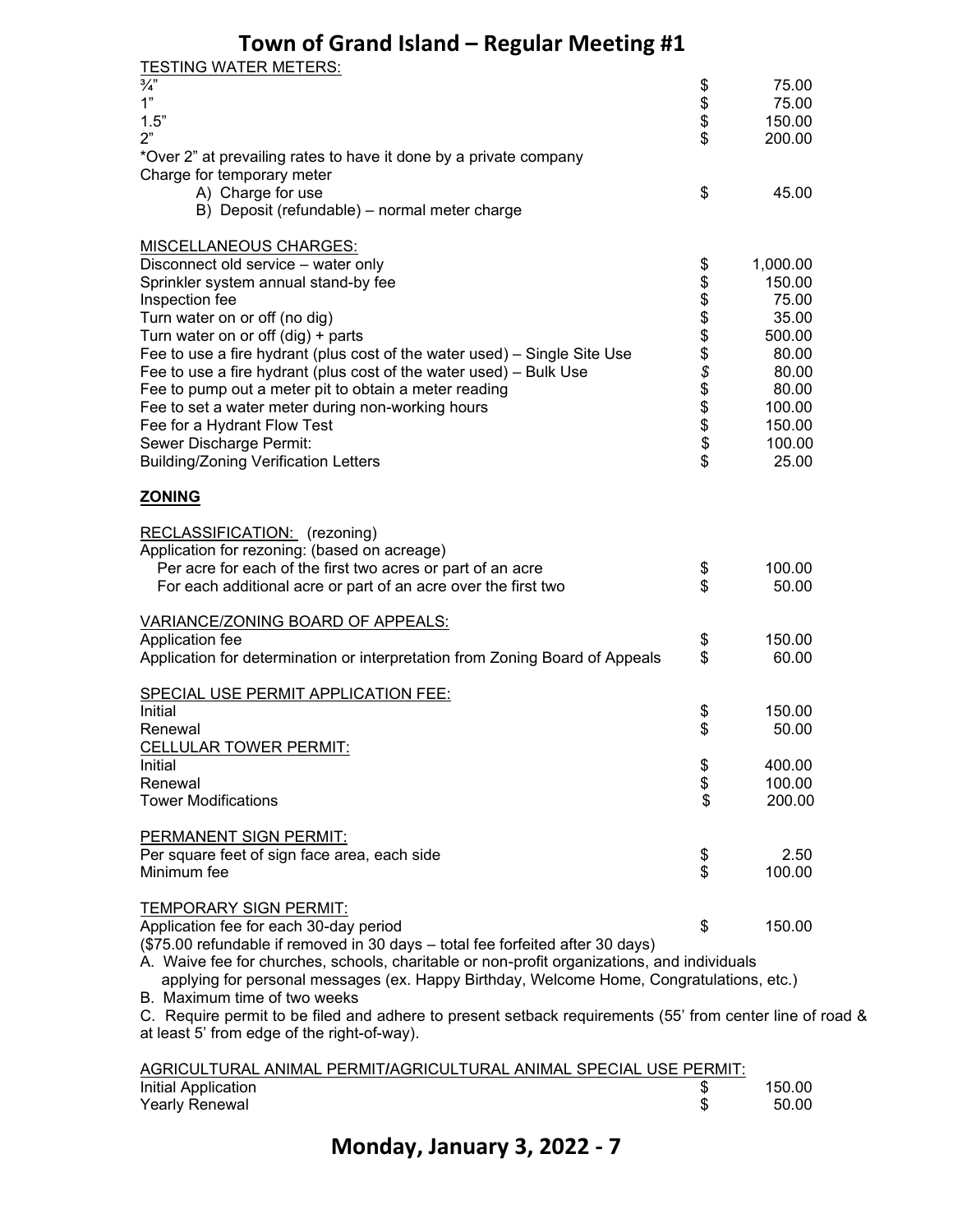TESTING WATER METERS:

| | | |
|---|---|---|
| ¾" | $ | 75.00 |
| 1" | $ | 75.00 |
| 1.5" | $ | 150.00 |
| 2" | $ | 200.00 |

*Over 2" at prevailing rates to have it done by a private company

Charge for temporary meter

| | | |
|---|---|---|
| A) Charge for use | $ | 45.00 |
| B) Deposit (refundable) – normal meter charge | | |

MISCELLANEOUS CHARGES:

| | | |
|---|---|---|
| Disconnect old service – water only | $ | 1,000.00 |
| Sprinkler system annual stand-by fee | $ | 150.00 |
| Inspection fee | $ | 75.00 |
| Turn water on or off (no dig) | $ | 35.00 |
| Turn water on or off (dig) + parts | $ | 500.00 |
| Fee to use a fire hydrant (plus cost of the water used) – Single Site Use | $ | 80.00 |
| Fee to use a fire hydrant (plus cost of the water used) – Bulk Use | $ | 80.00 |
| Fee to pump out a meter pit to obtain a meter reading | $ | 80.00 |
| Fee to set a water meter during non-working hours | $ | 100.00 |
| Fee for a Hydrant Flow Test | $ | 150.00 |
| Sewer Discharge Permit: | $ | 100.00 |
| Building/Zoning Verification Letters | $ | 25.00 |

**ZONING**

RECLASSIFICATION: (rezoning)

Application for rezoning: (based on acreage)

| | | |
|---|---|---|
| Per acre for each of the first two acres or part of an acre | $ | 100.00 |
| For each additional acre or part of an acre over the first two | $ | 50.00 |

VARIANCE/ZONING BOARD OF APPEALS:

| | | |
|---|---|---|
| Application fee | $ | 150.00 |
| Application for determination or interpretation from Zoning Board of Appeals | $ | 60.00 |

SPECIAL USE PERMIT APPLICATION FEE:

| | | |
|---|---|---|
| Initial | $ | 150.00 |
| Renewal | $ | 50.00 |

CELLULAR TOWER PERMIT:

| | | |
|---|---|---|
| Initial | $ | 400.00 |
| Renewal | $ | 100.00 |
| Tower Modifications | $ | 200.00 |

PERMANENT SIGN PERMIT:

| | | |
|---|---|---|
| Per square feet of sign face area, each side | $ | 2.50 |
| Minimum fee | $ | 100.00 |

TEMPORARY SIGN PERMIT:

| | | |
|---|---|---|
| Application fee for each 30-day period | $ | 150.00 |

($75.00 refundable if removed in 30 days – total fee forfeited after 30 days)

A. Waive fee for churches, schools, charitable or non-profit organizations, and individuals applying for personal messages (ex. Happy Birthday, Welcome Home, Congratulations, etc.)

B. Maximum time of two weeks

C. Require permit to be filed and adhere to present setback requirements (55' from center line of road & at least 5' from edge of the right-of-way).

AGRICULTURAL ANIMAL PERMIT/AGRICULTURAL ANIMAL SPECIAL USE PERMIT:

| | | |
|---|---|---|
| Initial Application | $ | 150.00 |
| Yearly Renewal | $ | 50.00 |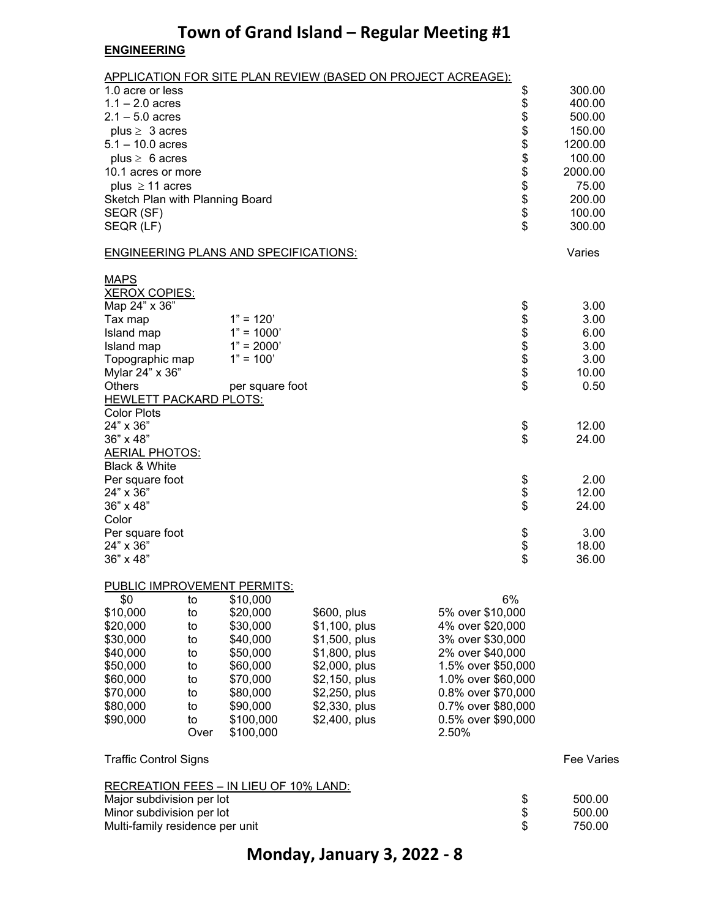## ENGINEERING

APPLICATION FOR SITE PLAN REVIEW (BASED ON PROJECT ACREAGE):

| | |
|---|---|
| 1.0 acre or less | $ 300.00 |
| 1.1 – 2.0 acres | $ 400.00 |
| 2.1 – 5.0 acres | $ 500.00 |
| plus ≥ 3 acres | $ 150.00 |
| 5.1 – 10.0 acres | $ 1200.00 |
| plus ≥ 6 acres | $ 100.00 |
| 10.1 acres or more | $ 2000.00 |
| plus ≥ 11 acres | $ 75.00 |
| Sketch Plan with Planning Board | $ 200.00 |
| SEQR (SF) | $ 100.00 |
| SEQR (LF) | $ 300.00 |

ENGINEERING PLANS AND SPECIFICATIONS: Varies

MAPS

XEROX COPIES:

| | | |
|---|---|---|
| Map 24" x 36" | | $ 3.00 |
| Tax map | 1" = 120' | $ 3.00 |
| Island map | 1" = 1000' | $ 6.00 |
| Island map | 1" = 2000' | $ 3.00 |
| Topographic map | 1" = 100' | $ 3.00 |
| Mylar 24" x 36" | | $ 10.00 |
| Others | per square foot | $ 0.50 |

HEWLETT PACKARD PLOTS:

Color Plots

| | |
|---|---|
| 24" x 36" | $ 12.00 |
| 36" x 48" | $ 24.00 |

AERIAL PHOTOS:

Black & White

| | |
|---|---|
| Per square foot | $ 2.00 |
| 24" x 36" | $ 12.00 |
| 36" x 48" | $ 24.00 |

Color

| | |
|---|---|
| Per square foot | $ 3.00 |
| 24" x 36" | $ 18.00 |
| 36" x 48" | $ 36.00 |

PUBLIC IMPROVEMENT PERMITS:

| | | | | |
|---|---|---|---|---|
| $0 | to | $10,000 | | 6% |
| $10,000 | to | $20,000 | $600, plus | 5% over $10,000 |
| $20,000 | to | $30,000 | $1,100, plus | 4% over $20,000 |
| $30,000 | to | $40,000 | $1,500, plus | 3% over $30,000 |
| $40,000 | to | $50,000 | $1,800, plus | 2% over $40,000 |
| $50,000 | to | $60,000 | $2,000, plus | 1.5% over $50,000 |
| $60,000 | to | $70,000 | $2,150, plus | 1.0% over $60,000 |
| $70,000 | to | $80,000 | $2,250, plus | 0.8% over $70,000 |
| $80,000 | to | $90,000 | $2,330, plus | 0.7% over $80,000 |
| $90,000 | to | $100,000 | $2,400, plus | 0.5% over $90,000 |
| | Over | $100,000 | | 2.50% |

Traffic Control Signs Fee Varies

RECREATION FEES – IN LIEU OF 10% LAND:

| | |
|---|---|
| Major subdivision per lot | $ 500.00 |
| Minor subdivision per lot | $ 500.00 |
| Multi-family residence per unit | $ 750.00 |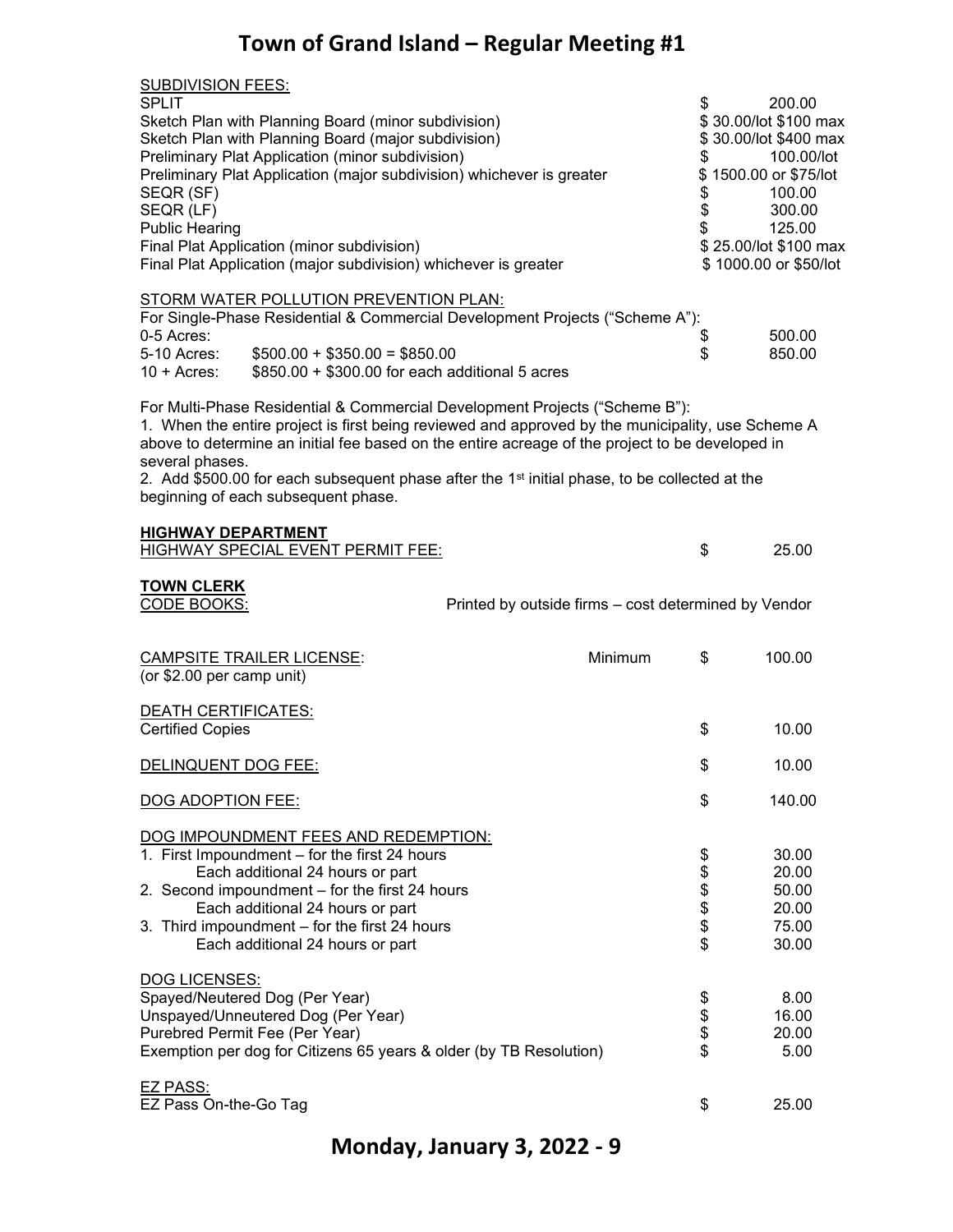SUBDIVISION FEES:

| | |
|---|---|
| SPLIT | $ 200.00 |
| Sketch Plan with Planning Board (minor subdivision) | $ 30.00/lot $100 max |
| Sketch Plan with Planning Board (major subdivision) | $ 30.00/lot $400 max |
| Preliminary Plat Application (minor subdivision) | $ 100.00/lot |
| Preliminary Plat Application (major subdivision) whichever is greater | $ 1500.00 or $75/lot |
| SEQR (SF) | $ 100.00 |
| SEQR (LF) | $ 300.00 |
| Public Hearing | $ 125.00 |
| Final Plat Application (minor subdivision) | $ 25.00/lot $100 max |
| Final Plat Application (major subdivision) whichever is greater | $ 1000.00 or $50/lot |

STORM WATER POLLUTION PREVENTION PLAN:

For Single-Phase Residential & Commercial Development Projects ("Scheme A"):

| | | |
|---|---|---|
| 0-5 Acres: | | $ 500.00 |
| 5-10 Acres: | $500.00 + $350.00 = $850.00 | $ 850.00 |
| 10 + Acres: | $850.00 + $300.00 for each additional 5 acres | |

For Multi-Phase Residential & Commercial Development Projects ("Scheme B"):

1. When the entire project is first being reviewed and approved by the municipality, use Scheme A above to determine an initial fee based on the entire acreage of the project to be developed in several phases.
2. Add $500.00 for each subsequent phase after the 1st initial phase, to be collected at the beginning of each subsequent phase.

**HIGHWAY DEPARTMENT**

HIGHWAY SPECIAL EVENT PERMIT FEE: $ 25.00

**TOWN CLERK**

CODE BOOKS: Printed by outside firms – cost determined by Vendor

CAMPSITE TRAILER LICENSE: Minimum $ 100.00
(or $2.00 per camp unit)

DEATH CERTIFICATES:

Certified Copies $ 10.00

DELINQUENT DOG FEE: $ 10.00

DOG ADOPTION FEE: $ 140.00

DOG IMPOUNDMENT FEES AND REDEMPTION:

| | |
|---|---|
| 1. First Impoundment – for the first 24 hours | $ 30.00 |
| Each additional 24 hours or part | $ 20.00 |
| 2. Second impoundment – for the first 24 hours | $ 50.00 |
| Each additional 24 hours or part | $ 20.00 |
| 3. Third impoundment – for the first 24 hours | $ 75.00 |
| Each additional 24 hours or part | $ 30.00 |

DOG LICENSES:

| | |
|---|---|
| Spayed/Neutered Dog (Per Year) | $ 8.00 |
| Unspayed/Unneutered Dog (Per Year) | $ 16.00 |
| Purebred Permit Fee (Per Year) | $ 20.00 |
| Exemption per dog for Citizens 65 years & older (by TB Resolution) | $ 5.00 |

EZ PASS:

EZ Pass On-the-Go Tag $ 25.00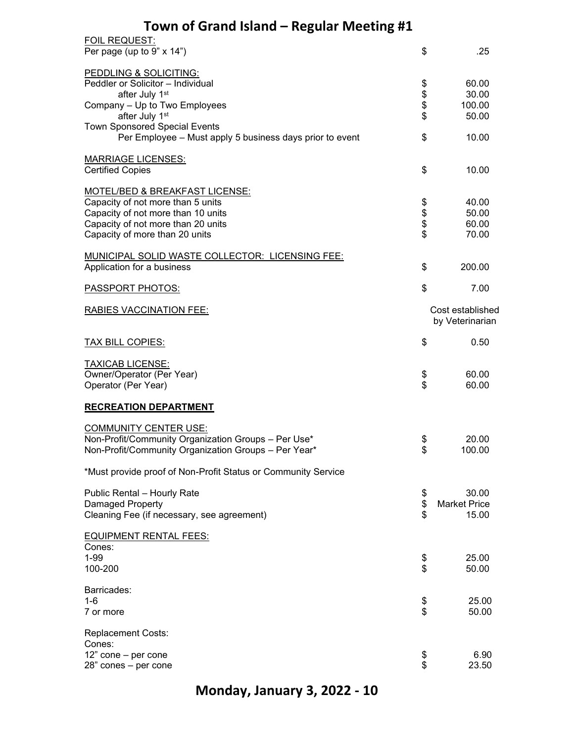FOIL REQUEST:

| | | |
|---|---|---|
| Per page (up to 9" x 14") | $ | .25 |

PEDDLING & SOLICITING:

| | | |
|---|---|---|
| Peddler or Solicitor – Individual | $ | 60.00 |
| after July 1st | $ | 30.00 |
| Company – Up to Two Employees | $ | 100.00 |
| after July 1st | $ | 50.00 |
| Town Sponsored Special Events | | |
| Per Employee – Must apply 5 business days prior to event | $ | 10.00 |

MARRIAGE LICENSES:

| | | |
|---|---|---|
| Certified Copies | $ | 10.00 |

MOTEL/BED & BREAKFAST LICENSE:

| | | |
|---|---|---|
| Capacity of not more than 5 units | $ | 40.00 |
| Capacity of not more than 10 units | $ | 50.00 |
| Capacity of not more than 20 units | $ | 60.00 |
| Capacity of more than 20 units | $ | 70.00 |

MUNICIPAL SOLID WASTE COLLECTOR: LICENSING FEE:

| | | |
|---|---|---|
| Application for a business | $ | 200.00 |

| | | |
|---|---|---|
| PASSPORT PHOTOS: | $ | 7.00 |
| RABIES VACCINATION FEE: | | Cost established by Veterinarian |
| TAX BILL COPIES: | $ | 0.50 |

TAXICAB LICENSE:

| | | |
|---|---|---|
| Owner/Operator (Per Year) | $ | 60.00 |
| Operator (Per Year) | $ | 60.00 |

**RECREATION DEPARTMENT**

COMMUNITY CENTER USE:

| | | |
|---|---|---|
| Non-Profit/Community Organization Groups – Per Use* | $ | 20.00 |
| Non-Profit/Community Organization Groups – Per Year* | $ | 100.00 |

*Must provide proof of Non-Profit Status or Community Service

| | | |
|---|---|---|
| Public Rental – Hourly Rate | $ | 30.00 |
| Damaged Property | $ | Market Price |
| Cleaning Fee (if necessary, see agreement) | $ | 15.00 |

EQUIPMENT RENTAL FEES:

| | | |
|---|---|---|
| Cones: | | |
| 1-99 | $ | 25.00 |
| 100-200 | $ | 50.00 |
| Barricades: | | |
| 1-6 | $ | 25.00 |
| 7 or more | $ | 50.00 |

Replacement Costs:

| | | |
|---|---|---|
| Cones: | | |
| 12" cone – per cone | $ | 6.90 |
| 28" cones – per cone | $ | 23.50 |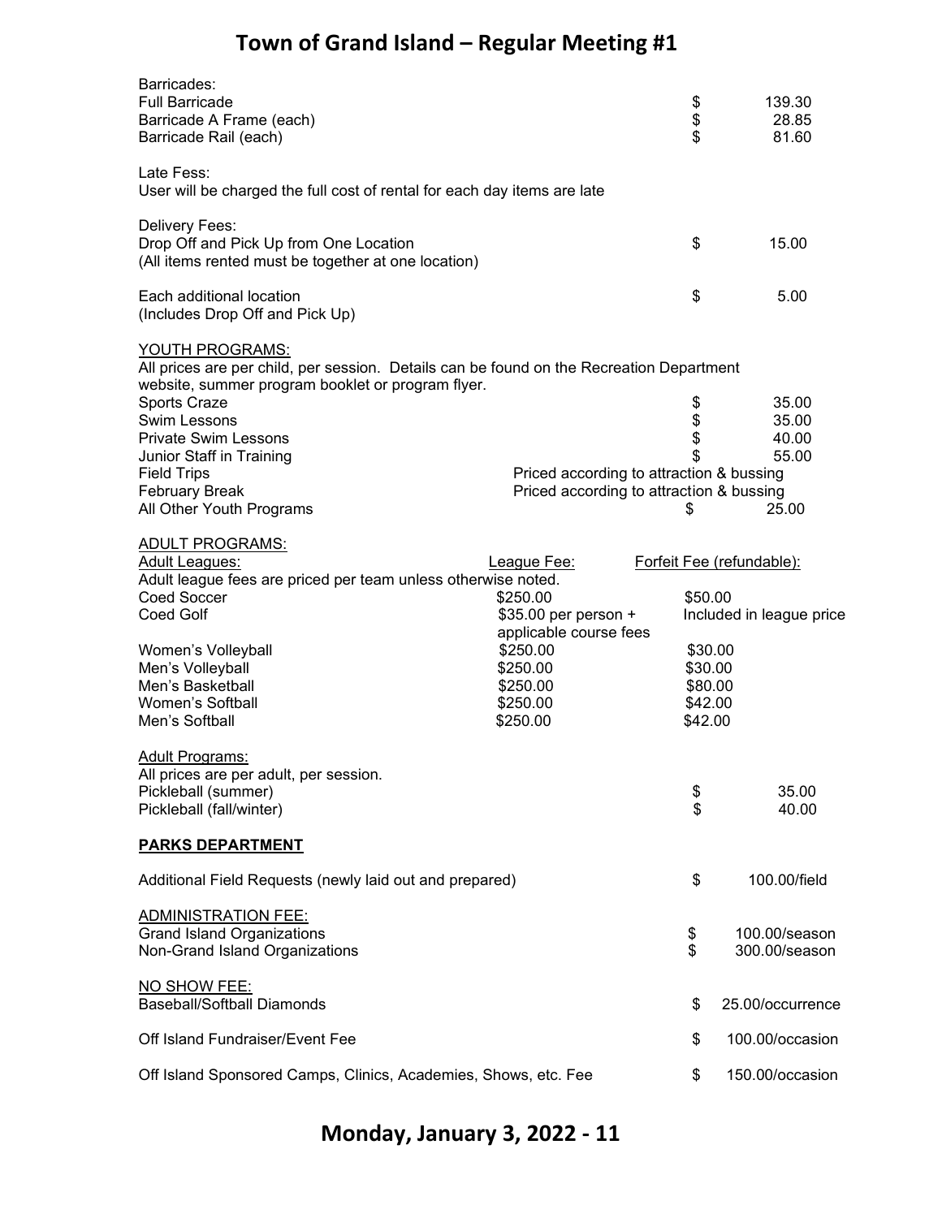Barricades:

| | | |
|---|---|---|
| Full Barricade | $ | 139.30 |
| Barricade A Frame (each) | $ | 28.85 |
| Barricade Rail (each) | $ | 81.60 |

Late Fess:
User will be charged the full cost of rental for each day items are late

Delivery Fees:

| | | |
|---|---|---|
| Drop Off and Pick Up from One Location (All items rented must be together at one location) | $ | 15.00 |
| Each additional location (Includes Drop Off and Pick Up) | $ | 5.00 |

YOUTH PROGRAMS:
All prices are per child, per session. Details can be found on the Recreation Department website, summer program booklet or program flyer.

| | | |
|---|---|---|
| Sports Craze | $ | 35.00 |
| Swim Lessons | $ | 35.00 |
| Private Swim Lessons | $ | 40.00 |
| Junior Staff in Training | $ | 55.00 |
| Field Trips | Priced according to attraction & bussing | |
| February Break | Priced according to attraction & bussing | |
| All Other Youth Programs | $ | 25.00 |

ADULT PROGRAMS:

| Adult Leagues: | League Fee: | Forfeit Fee (refundable): |
|---|---|---|
| Adult league fees are priced per team unless otherwise noted. | | |
| Coed Soccer | $250.00 | $50.00 |
| Coed Golf | $35.00 per person + applicable course fees | Included in league price |
| Women's Volleyball | $250.00 | $30.00 |
| Men's Volleyball | $250.00 | $30.00 |
| Men's Basketball | $250.00 | $80.00 |
| Women's Softball | $250.00 | $42.00 |
| Men's Softball | $250.00 | $42.00 |

Adult Programs:
All prices are per adult, per session.

| | | |
|---|---|---|
| Pickleball (summer) | $ | 35.00 |
| Pickleball (fall/winter) | $ | 40.00 |

**PARKS DEPARTMENT**

| | | |
|---|---|---|
| Additional Field Requests (newly laid out and prepared) | $ | 100.00/field |

ADMINISTRATION FEE:

| | | |
|---|---|---|
| Grand Island Organizations | $ | 100.00/season |
| Non-Grand Island Organizations | $ | 300.00/season |

NO SHOW FEE:

| | | |
|---|---|---|
| Baseball/Softball Diamonds | $ | 25.00/occurrence |
| Off Island Fundraiser/Event Fee | $ | 100.00/occasion |
| Off Island Sponsored Camps, Clinics, Academies, Shows, etc. Fee | $ | 150.00/occasion |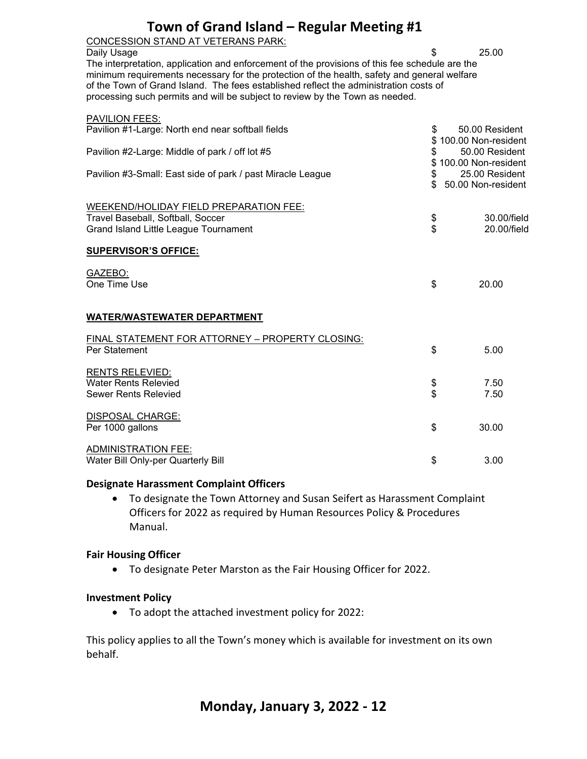CONCESSION STAND AT VETERANS PARK:

| | | |
|---|---|---|
| Daily Usage | $ | 25.00 |

The interpretation, application and enforcement of the provisions of this fee schedule are the minimum requirements necessary for the protection of the health, safety and general welfare of the Town of Grand Island. The fees established reflect the administration costs of processing such permits and will be subject to review by the Town as needed.

PAVILION FEES:

| | | |
|---|---|---|
| Pavilion #1-Large: North end near softball fields | $ | 50.00 Resident |
| | $ | 100.00 Non-resident |
| Pavilion #2-Large: Middle of park / off lot #5 | $ | 50.00 Resident |
| | $ | 100.00 Non-resident |
| Pavilion #3-Small: East side of park / past Miracle League | $ | 25.00 Resident |
| | $ | 50.00 Non-resident |

WEEKEND/HOLIDAY FIELD PREPARATION FEE:

| | | |
|---|---|---|
| Travel Baseball, Softball, Soccer | $ | 30.00/field |
| Grand Island Little League Tournament | $ | 20.00/field |

**SUPERVISOR'S OFFICE:**

GAZEBO:

| | | |
|---|---|---|
| One Time Use | $ | 20.00 |

**WATER/WASTEWATER DEPARTMENT**

FINAL STATEMENT FOR ATTORNEY – PROPERTY CLOSING:

| | | |
|---|---|---|
| Per Statement | $ | 5.00 |

RENTS RELEVIED:

| | | |
|---|---|---|
| Water Rents Relevied | $ | 7.50 |
| Sewer Rents Relevied | $ | 7.50 |

DISPOSAL CHARGE:

| | | |
|---|---|---|
| Per 1000 gallons | $ | 30.00 |

ADMINISTRATION FEE:

| | | |
|---|---|---|
| Water Bill Only-per Quarterly Bill | $ | 3.00 |

### Designate Harassment Complaint Officers

- To designate the Town Attorney and Susan Seifert as Harassment Complaint Officers for 2022 as required by Human Resources Policy & Procedures Manual.

### Fair Housing Officer

- To designate Peter Marston as the Fair Housing Officer for 2022.

### Investment Policy

- To adopt the attached investment policy for 2022:

This policy applies to all the Town's money which is available for investment on its own behalf.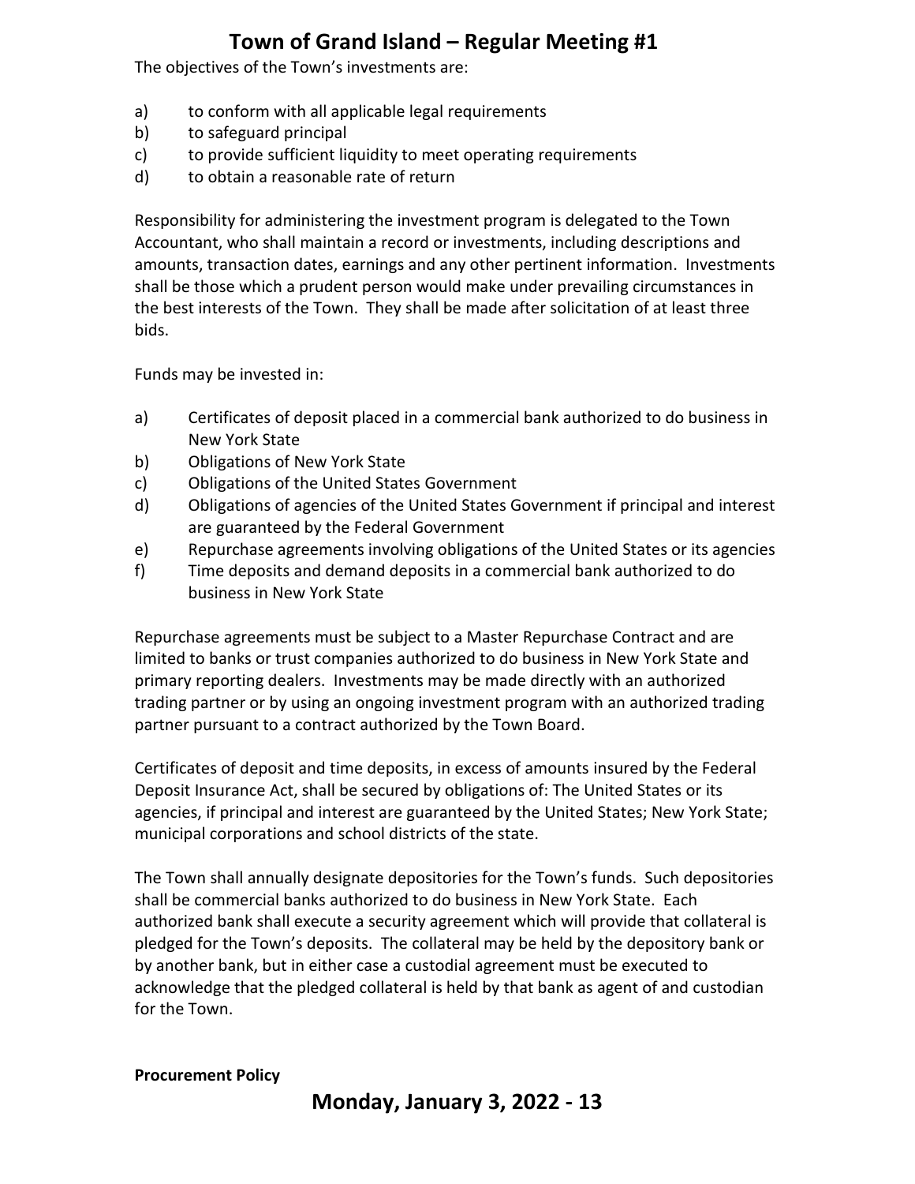The objectives of the Town's investments are:

a) to conform with all applicable legal requirements
b) to safeguard principal
c) to provide sufficient liquidity to meet operating requirements
d) to obtain a reasonable rate of return

Responsibility for administering the investment program is delegated to the Town Accountant, who shall maintain a record or investments, including descriptions and amounts, transaction dates, earnings and any other pertinent information. Investments shall be those which a prudent person would make under prevailing circumstances in the best interests of the Town. They shall be made after solicitation of at least three bids.

Funds may be invested in:

a) Certificates of deposit placed in a commercial bank authorized to do business in New York State
b) Obligations of New York State
c) Obligations of the United States Government
d) Obligations of agencies of the United States Government if principal and interest are guaranteed by the Federal Government
e) Repurchase agreements involving obligations of the United States or its agencies
f) Time deposits and demand deposits in a commercial bank authorized to do business in New York State

Repurchase agreements must be subject to a Master Repurchase Contract and are limited to banks or trust companies authorized to do business in New York State and primary reporting dealers. Investments may be made directly with an authorized trading partner or by using an ongoing investment program with an authorized trading partner pursuant to a contract authorized by the Town Board.

Certificates of deposit and time deposits, in excess of amounts insured by the Federal Deposit Insurance Act, shall be secured by obligations of: The United States or its agencies, if principal and interest are guaranteed by the United States; New York State; municipal corporations and school districts of the state.

The Town shall annually designate depositories for the Town's funds. Such depositories shall be commercial banks authorized to do business in New York State. Each authorized bank shall execute a security agreement which will provide that collateral is pledged for the Town's deposits. The collateral may be held by the depository bank or by another bank, but in either case a custodial agreement must be executed to acknowledge that the pledged collateral is held by that bank as agent of and custodian for the Town.

**Procurement Policy**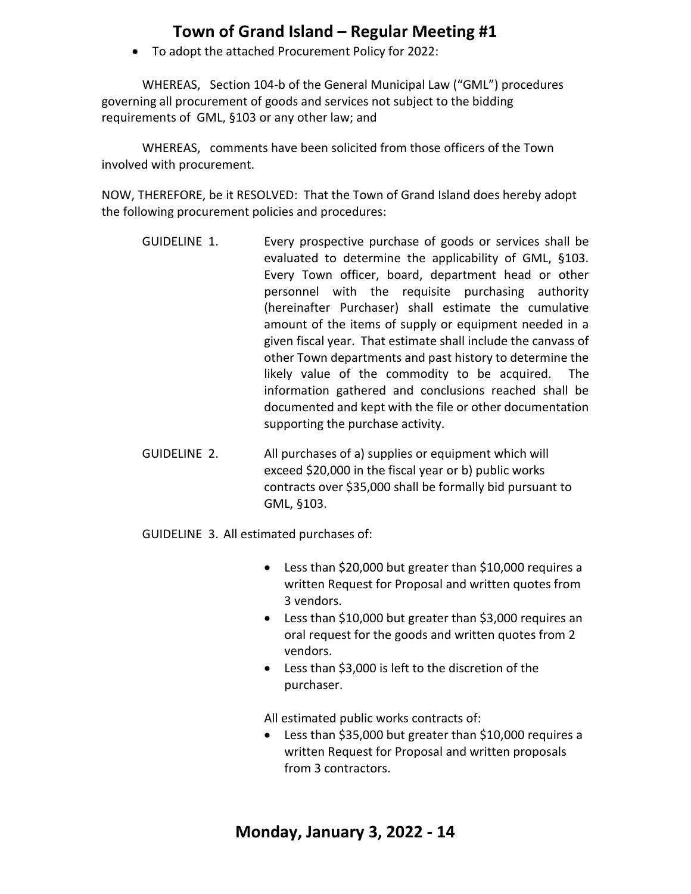- To adopt the attached Procurement Policy for 2022:

WHEREAS, Section 104-b of the General Municipal Law ("GML") procedures governing all procurement of goods and services not subject to the bidding requirements of GML, §103 or any other law; and

WHEREAS, comments have been solicited from those officers of the Town involved with procurement.

NOW, THEREFORE, be it RESOLVED: That the Town of Grand Island does hereby adopt the following procurement policies and procedures:

GUIDELINE 1. Every prospective purchase of goods or services shall be evaluated to determine the applicability of GML, §103. Every Town officer, board, department head or other personnel with the requisite purchasing authority (hereinafter Purchaser) shall estimate the cumulative amount of the items of supply or equipment needed in a given fiscal year. That estimate shall include the canvass of other Town departments and past history to determine the likely value of the commodity to be acquired. The information gathered and conclusions reached shall be documented and kept with the file or other documentation supporting the purchase activity.

GUIDELINE 2. All purchases of a) supplies or equipment which will exceed $20,000 in the fiscal year or b) public works contracts over $35,000 shall be formally bid pursuant to GML, §103.

GUIDELINE 3. All estimated purchases of:

- Less than $20,000 but greater than $10,000 requires a written Request for Proposal and written quotes from 3 vendors.
- Less than $10,000 but greater than $3,000 requires an oral request for the goods and written quotes from 2 vendors.
- Less than $3,000 is left to the discretion of the purchaser.

All estimated public works contracts of:

- Less than $35,000 but greater than $10,000 requires a written Request for Proposal and written proposals from 3 contractors.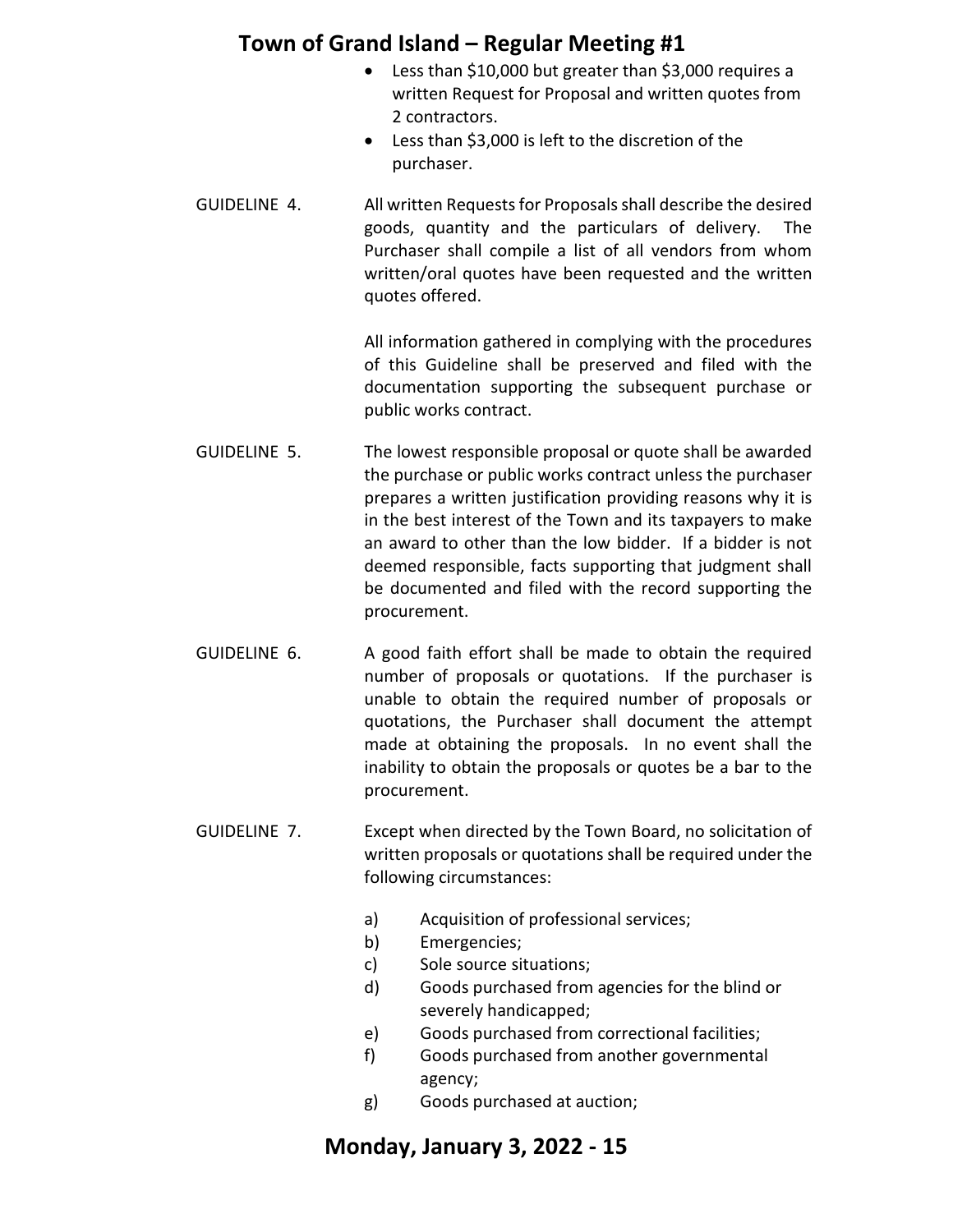- Less than $10,000 but greater than $3,000 requires a written Request for Proposal and written quotes from 2 contractors.
- Less than $3,000 is left to the discretion of the purchaser.

GUIDELINE 4. All written Requests for Proposals shall describe the desired goods, quantity and the particulars of delivery. The Purchaser shall compile a list of all vendors from whom written/oral quotes have been requested and the written quotes offered.

All information gathered in complying with the procedures of this Guideline shall be preserved and filed with the documentation supporting the subsequent purchase or public works contract.

GUIDELINE 5. The lowest responsible proposal or quote shall be awarded the purchase or public works contract unless the purchaser prepares a written justification providing reasons why it is in the best interest of the Town and its taxpayers to make an award to other than the low bidder. If a bidder is not deemed responsible, facts supporting that judgment shall be documented and filed with the record supporting the procurement.

GUIDELINE 6. A good faith effort shall be made to obtain the required number of proposals or quotations. If the purchaser is unable to obtain the required number of proposals or quotations, the Purchaser shall document the attempt made at obtaining the proposals. In no event shall the inability to obtain the proposals or quotes be a bar to the procurement.

GUIDELINE 7. Except when directed by the Town Board, no solicitation of written proposals or quotations shall be required under the following circumstances:

a) Acquisition of professional services;
b) Emergencies;
c) Sole source situations;
d) Goods purchased from agencies for the blind or severely handicapped;
e) Goods purchased from correctional facilities;
f) Goods purchased from another governmental agency;
g) Goods purchased at auction;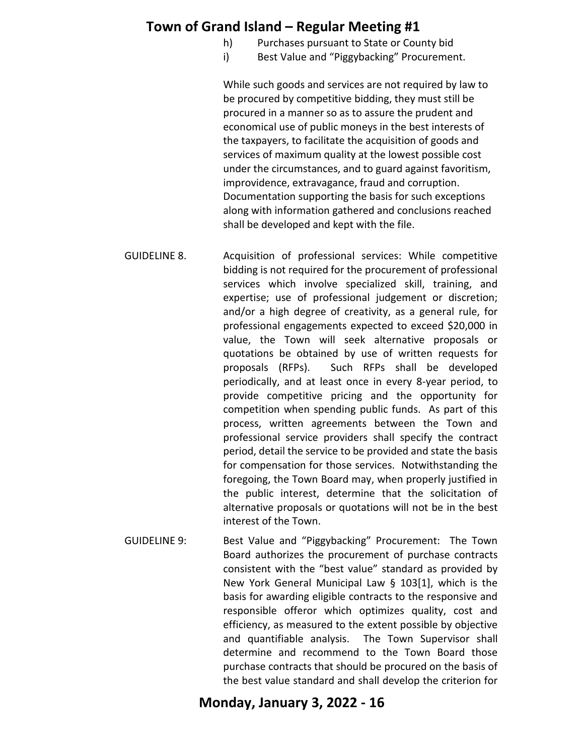h) Purchases pursuant to State or County bid

i) Best Value and “Piggybacking” Procurement.

While such goods and services are not required by law to be procured by competitive bidding, they must still be procured in a manner so as to assure the prudent and economical use of public moneys in the best interests of the taxpayers, to facilitate the acquisition of goods and services of maximum quality at the lowest possible cost under the circumstances, and to guard against favoritism, improvidence, extravagance, fraud and corruption. Documentation supporting the basis for such exceptions along with information gathered and conclusions reached shall be developed and kept with the file.

GUIDELINE 8. Acquisition of professional services: While competitive bidding is not required for the procurement of professional services which involve specialized skill, training, and expertise; use of professional judgement or discretion; and/or a high degree of creativity, as a general rule, for professional engagements expected to exceed $20,000 in value, the Town will seek alternative proposals or quotations be obtained by use of written requests for proposals (RFPs). Such RFPs shall be developed periodically, and at least once in every 8-year period, to provide competitive pricing and the opportunity for competition when spending public funds. As part of this process, written agreements between the Town and professional service providers shall specify the contract period, detail the service to be provided and state the basis for compensation for those services. Notwithstanding the foregoing, the Town Board may, when properly justified in the public interest, determine that the solicitation of alternative proposals or quotations will not be in the best interest of the Town.

GUIDELINE 9: Best Value and “Piggybacking” Procurement: The Town Board authorizes the procurement of purchase contracts consistent with the “best value” standard as provided by New York General Municipal Law § 103[1], which is the basis for awarding eligible contracts to the responsive and responsible offeror which optimizes quality, cost and efficiency, as measured to the extent possible by objective and quantifiable analysis. The Town Supervisor shall determine and recommend to the Town Board those purchase contracts that should be procured on the basis of the best value standard and shall develop the criterion for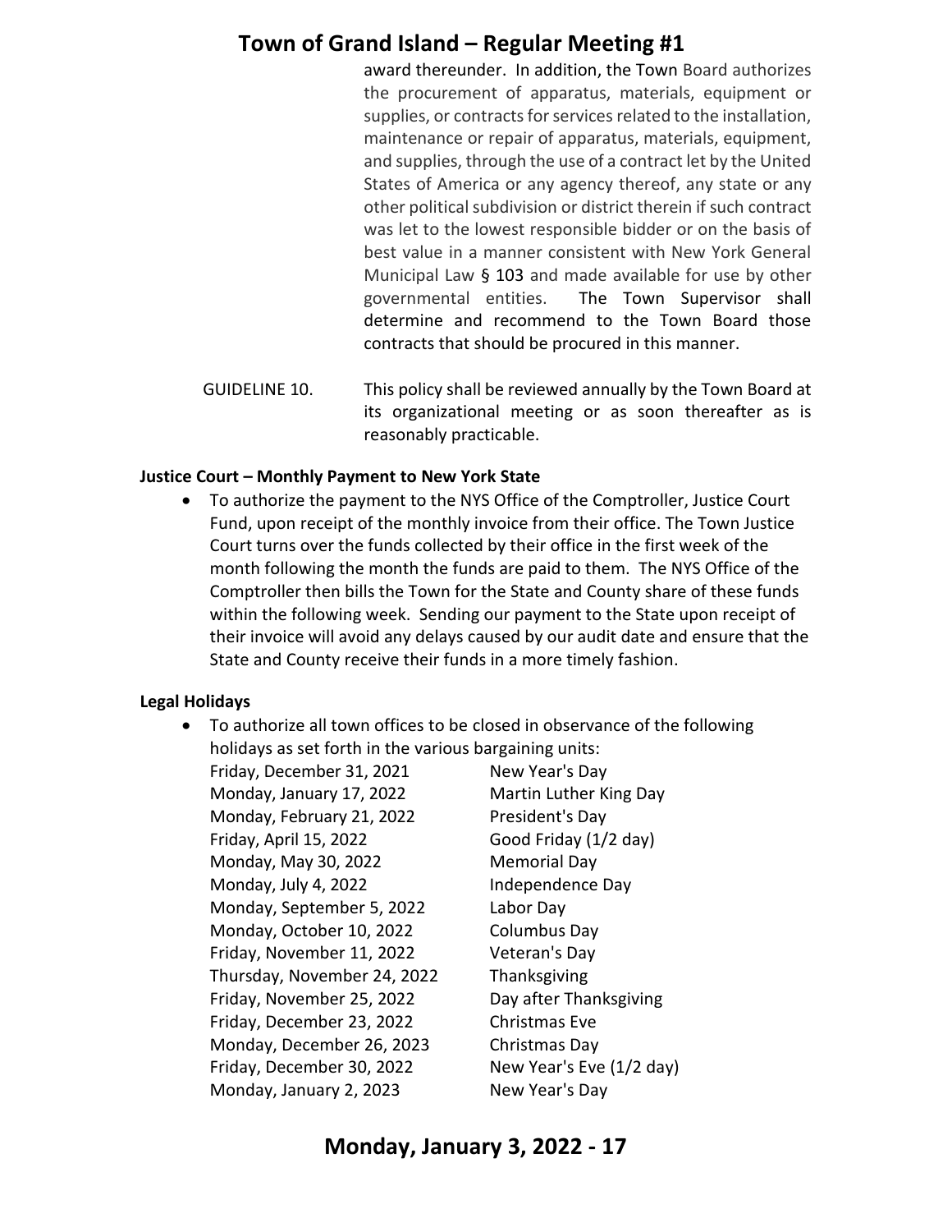award thereunder. In addition, the Town Board authorizes the procurement of apparatus, materials, equipment or supplies, or contracts for services related to the installation, maintenance or repair of apparatus, materials, equipment, and supplies, through the use of a contract let by the United States of America or any agency thereof, any state or any other political subdivision or district therein if such contract was let to the lowest responsible bidder or on the basis of best value in a manner consistent with New York General Municipal Law § 103 and made available for use by other governmental entities. The Town Supervisor shall determine and recommend to the Town Board those contracts that should be procured in this manner.

GUIDELINE 10. This policy shall be reviewed annually by the Town Board at its organizational meeting or as soon thereafter as is reasonably practicable.

**Justice Court – Monthly Payment to New York State**

- To authorize the payment to the NYS Office of the Comptroller, Justice Court Fund, upon receipt of the monthly invoice from their office. The Town Justice Court turns over the funds collected by their office in the first week of the month following the month the funds are paid to them. The NYS Office of the Comptroller then bills the Town for the State and County share of these funds within the following week. Sending our payment to the State upon receipt of their invoice will avoid any delays caused by our audit date and ensure that the State and County receive their funds in a more timely fashion.

**Legal Holidays**

- To authorize all town offices to be closed in observance of the following holidays as set forth in the various bargaining units:

| | |
|---|---|
| Friday, December 31, 2021 | New Year's Day |
| Monday, January 17, 2022 | Martin Luther King Day |
| Monday, February 21, 2022 | President's Day |
| Friday, April 15, 2022 | Good Friday (1/2 day) |
| Monday, May 30, 2022 | Memorial Day |
| Monday, July 4, 2022 | Independence Day |
| Monday, September 5, 2022 | Labor Day |
| Monday, October 10, 2022 | Columbus Day |
| Friday, November 11, 2022 | Veteran's Day |
| Thursday, November 24, 2022 | Thanksgiving |
| Friday, November 25, 2022 | Day after Thanksgiving |
| Friday, December 23, 2022 | Christmas Eve |
| Monday, December 26, 2023 | Christmas Day |
| Friday, December 30, 2022 | New Year's Eve (1/2 day) |
| Monday, January 2, 2023 | New Year's Day |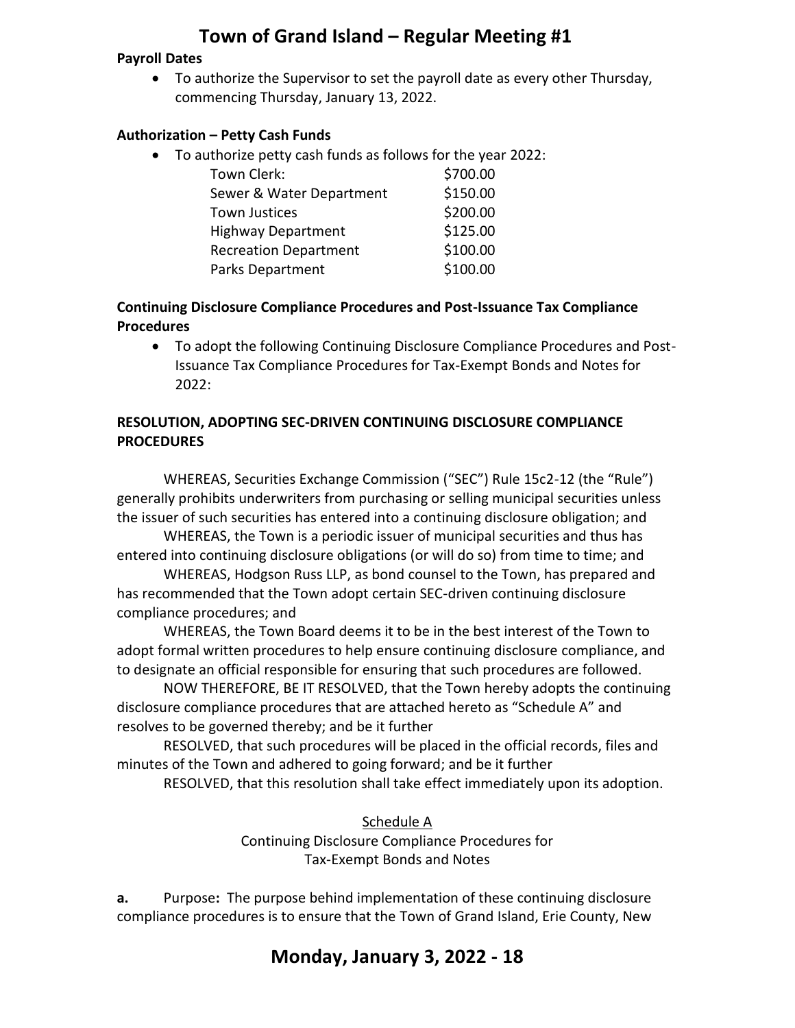**Payroll Dates**

- To authorize the Supervisor to set the payroll date as every other Thursday, commencing Thursday, January 13, 2022.

**Authorization – Petty Cash Funds**

- To authorize petty cash funds as follows for the year 2022:

| | |
|---|---|
| Town Clerk: | $700.00 |
| Sewer & Water Department | $150.00 |
| Town Justices | $200.00 |
| Highway Department | $125.00 |
| Recreation Department | $100.00 |
| Parks Department | $100.00 |

**Continuing Disclosure Compliance Procedures and Post-Issuance Tax Compliance Procedures**

- To adopt the following Continuing Disclosure Compliance Procedures and Post-Issuance Tax Compliance Procedures for Tax-Exempt Bonds and Notes for 2022:

**RESOLUTION, ADOPTING SEC-DRIVEN CONTINUING DISCLOSURE COMPLIANCE PROCEDURES**

WHEREAS, Securities Exchange Commission ("SEC") Rule 15c2-12 (the "Rule") generally prohibits underwriters from purchasing or selling municipal securities unless the issuer of such securities has entered into a continuing disclosure obligation; and

WHEREAS, the Town is a periodic issuer of municipal securities and thus has entered into continuing disclosure obligations (or will do so) from time to time; and

WHEREAS, Hodgson Russ LLP, as bond counsel to the Town, has prepared and has recommended that the Town adopt certain SEC-driven continuing disclosure compliance procedures; and

WHEREAS, the Town Board deems it to be in the best interest of the Town to adopt formal written procedures to help ensure continuing disclosure compliance, and to designate an official responsible for ensuring that such procedures are followed.

NOW THEREFORE, BE IT RESOLVED, that the Town hereby adopts the continuing disclosure compliance procedures that are attached hereto as "Schedule A" and resolves to be governed thereby; and be it further

RESOLVED, that such procedures will be placed in the official records, files and minutes of the Town and adhered to going forward; and be it further

RESOLVED, that this resolution shall take effect immediately upon its adoption.

Schedule A
Continuing Disclosure Compliance Procedures for
Tax-Exempt Bonds and Notes

**a.** Purpose**:** The purpose behind implementation of these continuing disclosure compliance procedures is to ensure that the Town of Grand Island, Erie County, New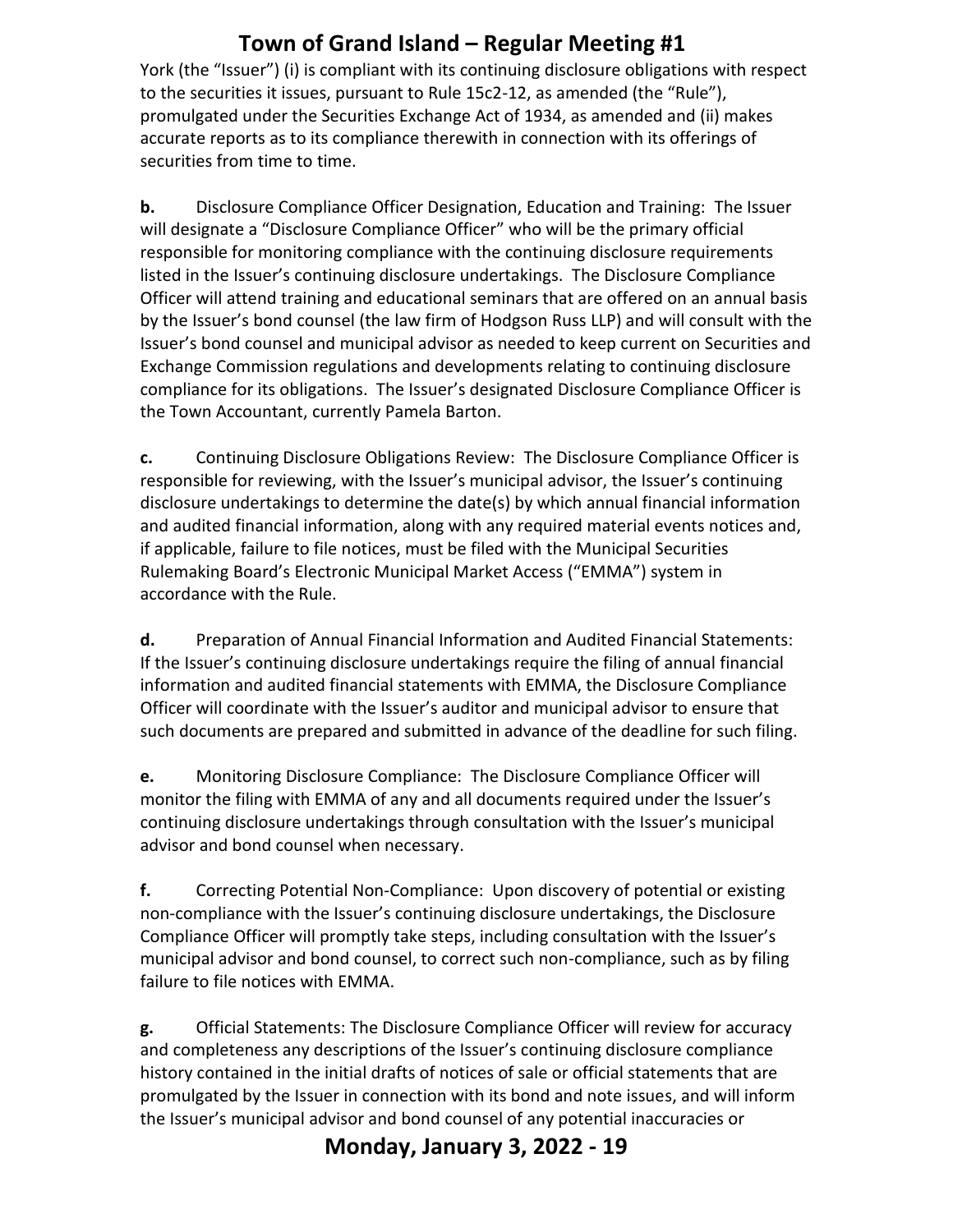York (the "Issuer") (i) is compliant with its continuing disclosure obligations with respect to the securities it issues, pursuant to Rule 15c2-12, as amended (the "Rule"), promulgated under the Securities Exchange Act of 1934, as amended and (ii) makes accurate reports as to its compliance therewith in connection with its offerings of securities from time to time.

**b.** Disclosure Compliance Officer Designation, Education and Training: The Issuer will designate a "Disclosure Compliance Officer" who will be the primary official responsible for monitoring compliance with the continuing disclosure requirements listed in the Issuer's continuing disclosure undertakings. The Disclosure Compliance Officer will attend training and educational seminars that are offered on an annual basis by the Issuer's bond counsel (the law firm of Hodgson Russ LLP) and will consult with the Issuer's bond counsel and municipal advisor as needed to keep current on Securities and Exchange Commission regulations and developments relating to continuing disclosure compliance for its obligations. The Issuer's designated Disclosure Compliance Officer is the Town Accountant, currently Pamela Barton.

**c.** Continuing Disclosure Obligations Review: The Disclosure Compliance Officer is responsible for reviewing, with the Issuer's municipal advisor, the Issuer's continuing disclosure undertakings to determine the date(s) by which annual financial information and audited financial information, along with any required material events notices and, if applicable, failure to file notices, must be filed with the Municipal Securities Rulemaking Board's Electronic Municipal Market Access ("EMMA") system in accordance with the Rule.

**d.** Preparation of Annual Financial Information and Audited Financial Statements: If the Issuer's continuing disclosure undertakings require the filing of annual financial information and audited financial statements with EMMA, the Disclosure Compliance Officer will coordinate with the Issuer's auditor and municipal advisor to ensure that such documents are prepared and submitted in advance of the deadline for such filing.

**e.** Monitoring Disclosure Compliance: The Disclosure Compliance Officer will monitor the filing with EMMA of any and all documents required under the Issuer's continuing disclosure undertakings through consultation with the Issuer's municipal advisor and bond counsel when necessary.

**f.** Correcting Potential Non-Compliance: Upon discovery of potential or existing non-compliance with the Issuer's continuing disclosure undertakings, the Disclosure Compliance Officer will promptly take steps, including consultation with the Issuer's municipal advisor and bond counsel, to correct such non-compliance, such as by filing failure to file notices with EMMA.

**g.** Official Statements: The Disclosure Compliance Officer will review for accuracy and completeness any descriptions of the Issuer's continuing disclosure compliance history contained in the initial drafts of notices of sale or official statements that are promulgated by the Issuer in connection with its bond and note issues, and will inform the Issuer's municipal advisor and bond counsel of any potential inaccuracies or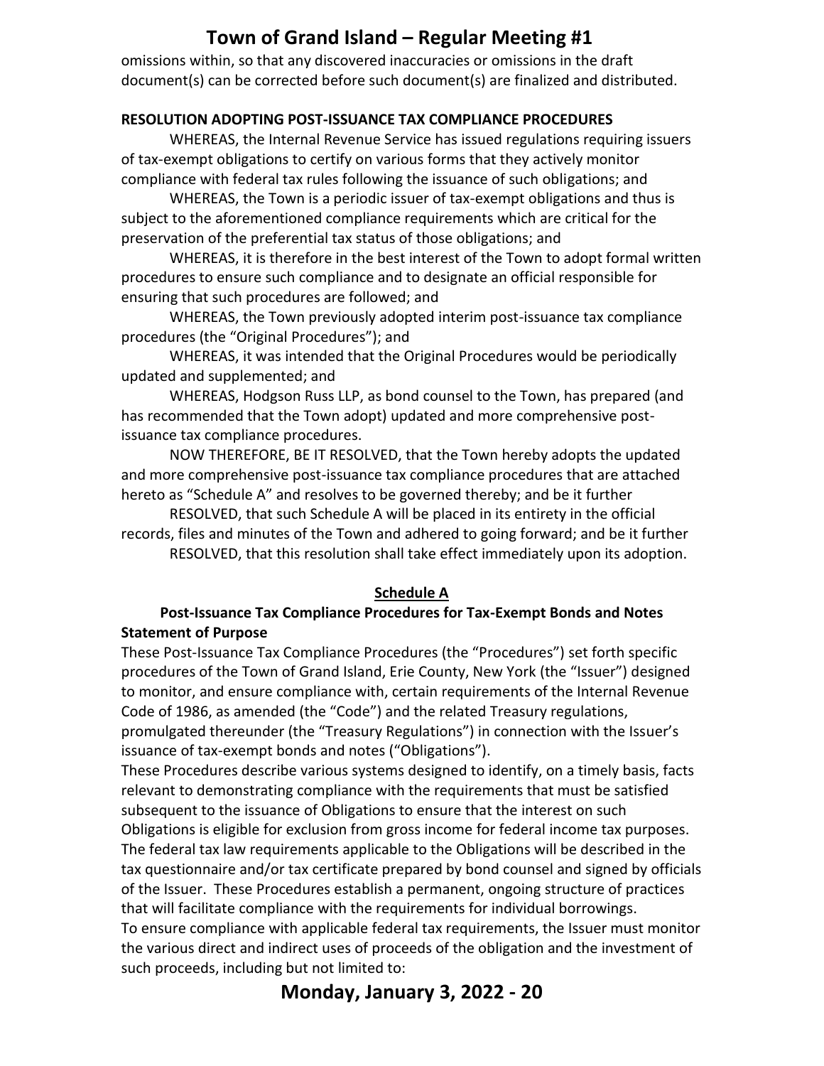omissions within, so that any discovered inaccuracies or omissions in the draft document(s) can be corrected before such document(s) are finalized and distributed.

**RESOLUTION ADOPTING POST-ISSUANCE TAX COMPLIANCE PROCEDURES**

WHEREAS, the Internal Revenue Service has issued regulations requiring issuers of tax-exempt obligations to certify on various forms that they actively monitor compliance with federal tax rules following the issuance of such obligations; and

WHEREAS, the Town is a periodic issuer of tax-exempt obligations and thus is subject to the aforementioned compliance requirements which are critical for the preservation of the preferential tax status of those obligations; and

WHEREAS, it is therefore in the best interest of the Town to adopt formal written procedures to ensure such compliance and to designate an official responsible for ensuring that such procedures are followed; and

WHEREAS, the Town previously adopted interim post-issuance tax compliance procedures (the "Original Procedures"); and

WHEREAS, it was intended that the Original Procedures would be periodically updated and supplemented; and

WHEREAS, Hodgson Russ LLP, as bond counsel to the Town, has prepared (and has recommended that the Town adopt) updated and more comprehensive post-issuance tax compliance procedures.

NOW THEREFORE, BE IT RESOLVED, that the Town hereby adopts the updated and more comprehensive post-issuance tax compliance procedures that are attached hereto as "Schedule A" and resolves to be governed thereby; and be it further

RESOLVED, that such Schedule A will be placed in its entirety in the official records, files and minutes of the Town and adhered to going forward; and be it further

RESOLVED, that this resolution shall take effect immediately upon its adoption.

**Schedule A**

**Post-Issuance Tax Compliance Procedures for Tax-Exempt Bonds and Notes**

**Statement of Purpose**

These Post-Issuance Tax Compliance Procedures (the "Procedures") set forth specific procedures of the Town of Grand Island, Erie County, New York (the "Issuer") designed to monitor, and ensure compliance with, certain requirements of the Internal Revenue Code of 1986, as amended (the "Code") and the related Treasury regulations, promulgated thereunder (the "Treasury Regulations") in connection with the Issuer's issuance of tax-exempt bonds and notes ("Obligations").

These Procedures describe various systems designed to identify, on a timely basis, facts relevant to demonstrating compliance with the requirements that must be satisfied subsequent to the issuance of Obligations to ensure that the interest on such Obligations is eligible for exclusion from gross income for federal income tax purposes. The federal tax law requirements applicable to the Obligations will be described in the tax questionnaire and/or tax certificate prepared by bond counsel and signed by officials of the Issuer. These Procedures establish a permanent, ongoing structure of practices that will facilitate compliance with the requirements for individual borrowings.

To ensure compliance with applicable federal tax requirements, the Issuer must monitor the various direct and indirect uses of proceeds of the obligation and the investment of such proceeds, including but not limited to: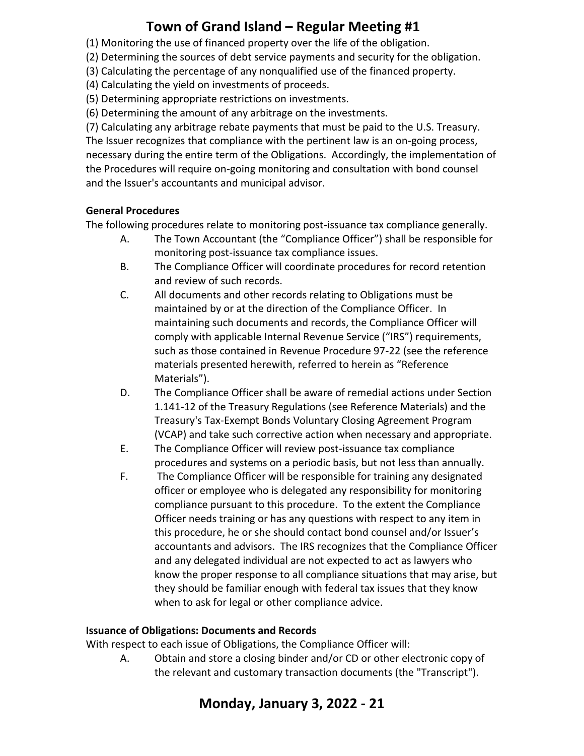(1) Monitoring the use of financed property over the life of the obligation.
(2) Determining the sources of debt service payments and security for the obligation.
(3) Calculating the percentage of any nonqualified use of the financed property.
(4) Calculating the yield on investments of proceeds.
(5) Determining appropriate restrictions on investments.
(6) Determining the amount of any arbitrage on the investments.
(7) Calculating any arbitrage rebate payments that must be paid to the U.S. Treasury.
The Issuer recognizes that compliance with the pertinent law is an on-going process, necessary during the entire term of the Obligations. Accordingly, the implementation of the Procedures will require on-going monitoring and consultation with bond counsel and the Issuer's accountants and municipal advisor.

**General Procedures**

The following procedures relate to monitoring post-issuance tax compliance generally.

A. The Town Accountant (the "Compliance Officer") shall be responsible for monitoring post-issuance tax compliance issues.

B. The Compliance Officer will coordinate procedures for record retention and review of such records.

C. All documents and other records relating to Obligations must be maintained by or at the direction of the Compliance Officer. In maintaining such documents and records, the Compliance Officer will comply with applicable Internal Revenue Service ("IRS") requirements, such as those contained in Revenue Procedure 97-22 (see the reference materials presented herewith, referred to herein as "Reference Materials").

D. The Compliance Officer shall be aware of remedial actions under Section 1.141-12 of the Treasury Regulations (see Reference Materials) and the Treasury's Tax-Exempt Bonds Voluntary Closing Agreement Program (VCAP) and take such corrective action when necessary and appropriate.

E. The Compliance Officer will review post-issuance tax compliance procedures and systems on a periodic basis, but not less than annually.

F. The Compliance Officer will be responsible for training any designated officer or employee who is delegated any responsibility for monitoring compliance pursuant to this procedure. To the extent the Compliance Officer needs training or has any questions with respect to any item in this procedure, he or she should contact bond counsel and/or Issuer's accountants and advisors. The IRS recognizes that the Compliance Officer and any delegated individual are not expected to act as lawyers who know the proper response to all compliance situations that may arise, but they should be familiar enough with federal tax issues that they know when to ask for legal or other compliance advice.

**Issuance of Obligations: Documents and Records**

With respect to each issue of Obligations, the Compliance Officer will:

A. Obtain and store a closing binder and/or CD or other electronic copy of the relevant and customary transaction documents (the "Transcript").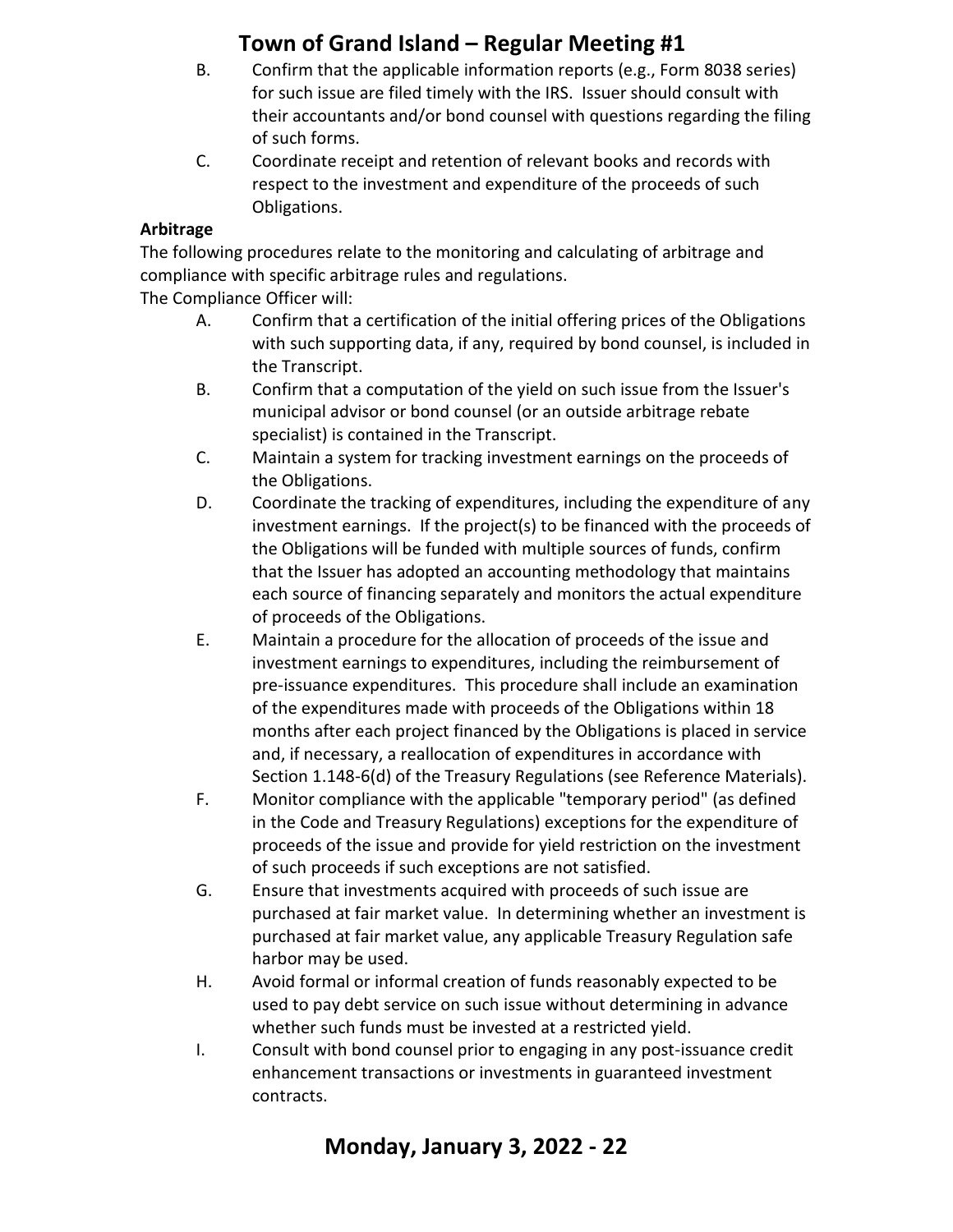B. Confirm that the applicable information reports (e.g., Form 8038 series) for such issue are filed timely with the IRS. Issuer should consult with their accountants and/or bond counsel with questions regarding the filing of such forms.

C. Coordinate receipt and retention of relevant books and records with respect to the investment and expenditure of the proceeds of such Obligations.

**Arbitrage**

The following procedures relate to the monitoring and calculating of arbitrage and compliance with specific arbitrage rules and regulations.

The Compliance Officer will:

A. Confirm that a certification of the initial offering prices of the Obligations with such supporting data, if any, required by bond counsel, is included in the Transcript.

B. Confirm that a computation of the yield on such issue from the Issuer's municipal advisor or bond counsel (or an outside arbitrage rebate specialist) is contained in the Transcript.

C. Maintain a system for tracking investment earnings on the proceeds of the Obligations.

D. Coordinate the tracking of expenditures, including the expenditure of any investment earnings. If the project(s) to be financed with the proceeds of the Obligations will be funded with multiple sources of funds, confirm that the Issuer has adopted an accounting methodology that maintains each source of financing separately and monitors the actual expenditure of proceeds of the Obligations.

E. Maintain a procedure for the allocation of proceeds of the issue and investment earnings to expenditures, including the reimbursement of pre-issuance expenditures. This procedure shall include an examination of the expenditures made with proceeds of the Obligations within 18 months after each project financed by the Obligations is placed in service and, if necessary, a reallocation of expenditures in accordance with Section 1.148-6(d) of the Treasury Regulations (see Reference Materials).

F. Monitor compliance with the applicable "temporary period" (as defined in the Code and Treasury Regulations) exceptions for the expenditure of proceeds of the issue and provide for yield restriction on the investment of such proceeds if such exceptions are not satisfied.

G. Ensure that investments acquired with proceeds of such issue are purchased at fair market value. In determining whether an investment is purchased at fair market value, any applicable Treasury Regulation safe harbor may be used.

H. Avoid formal or informal creation of funds reasonably expected to be used to pay debt service on such issue without determining in advance whether such funds must be invested at a restricted yield.

I. Consult with bond counsel prior to engaging in any post-issuance credit enhancement transactions or investments in guaranteed investment contracts.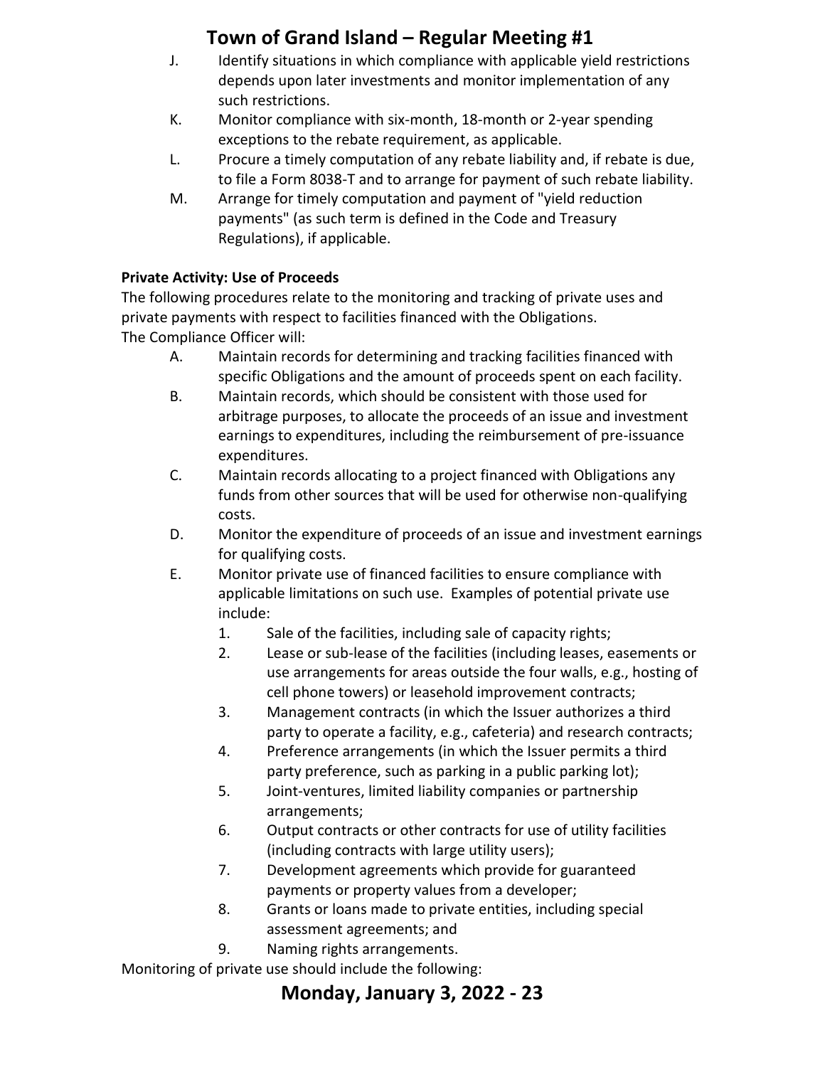J. Identify situations in which compliance with applicable yield restrictions depends upon later investments and monitor implementation of any such restrictions.

K. Monitor compliance with six-month, 18-month or 2-year spending exceptions to the rebate requirement, as applicable.

L. Procure a timely computation of any rebate liability and, if rebate is due, to file a Form 8038-T and to arrange for payment of such rebate liability.

M. Arrange for timely computation and payment of "yield reduction payments" (as such term is defined in the Code and Treasury Regulations), if applicable.

**Private Activity: Use of Proceeds**

The following procedures relate to the monitoring and tracking of private uses and private payments with respect to facilities financed with the Obligations.

The Compliance Officer will:

A. Maintain records for determining and tracking facilities financed with specific Obligations and the amount of proceeds spent on each facility.

B. Maintain records, which should be consistent with those used for arbitrage purposes, to allocate the proceeds of an issue and investment earnings to expenditures, including the reimbursement of pre-issuance expenditures.

C. Maintain records allocating to a project financed with Obligations any funds from other sources that will be used for otherwise non-qualifying costs.

D. Monitor the expenditure of proceeds of an issue and investment earnings for qualifying costs.

E. Monitor private use of financed facilities to ensure compliance with applicable limitations on such use. Examples of potential private use include:

   1. Sale of the facilities, including sale of capacity rights;
   2. Lease or sub-lease of the facilities (including leases, easements or use arrangements for areas outside the four walls, e.g., hosting of cell phone towers) or leasehold improvement contracts;
   3. Management contracts (in which the Issuer authorizes a third party to operate a facility, e.g., cafeteria) and research contracts;
   4. Preference arrangements (in which the Issuer permits a third party preference, such as parking in a public parking lot);
   5. Joint-ventures, limited liability companies or partnership arrangements;
   6. Output contracts or other contracts for use of utility facilities (including contracts with large utility users);
   7. Development agreements which provide for guaranteed payments or property values from a developer;
   8. Grants or loans made to private entities, including special assessment agreements; and
   9. Naming rights arrangements.

Monitoring of private use should include the following: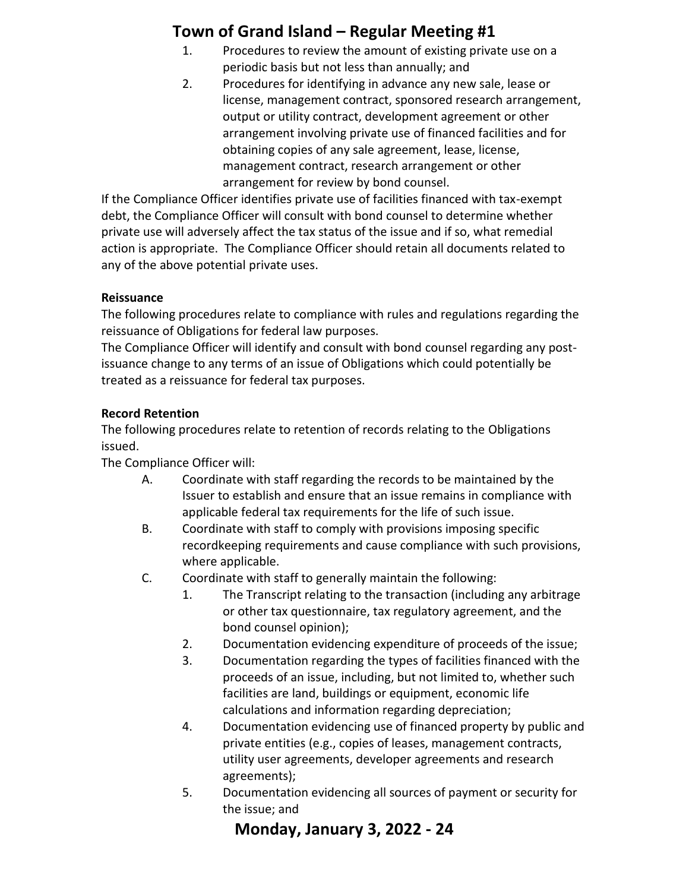1. Procedures to review the amount of existing private use on a periodic basis but not less than annually; and
2. Procedures for identifying in advance any new sale, lease or license, management contract, sponsored research arrangement, output or utility contract, development agreement or other arrangement involving private use of financed facilities and for obtaining copies of any sale agreement, lease, license, management contract, research arrangement or other arrangement for review by bond counsel.

If the Compliance Officer identifies private use of facilities financed with tax-exempt debt, the Compliance Officer will consult with bond counsel to determine whether private use will adversely affect the tax status of the issue and if so, what remedial action is appropriate. The Compliance Officer should retain all documents related to any of the above potential private uses.

**Reissuance**

The following procedures relate to compliance with rules and regulations regarding the reissuance of Obligations for federal law purposes.

The Compliance Officer will identify and consult with bond counsel regarding any post-issuance change to any terms of an issue of Obligations which could potentially be treated as a reissuance for federal tax purposes.

**Record Retention**

The following procedures relate to retention of records relating to the Obligations issued.

The Compliance Officer will:

A. Coordinate with staff regarding the records to be maintained by the Issuer to establish and ensure that an issue remains in compliance with applicable federal tax requirements for the life of such issue.

B. Coordinate with staff to comply with provisions imposing specific recordkeeping requirements and cause compliance with such provisions, where applicable.

C. Coordinate with staff to generally maintain the following:

   1. The Transcript relating to the transaction (including any arbitrage or other tax questionnaire, tax regulatory agreement, and the bond counsel opinion);
   2. Documentation evidencing expenditure of proceeds of the issue;
   3. Documentation regarding the types of facilities financed with the proceeds of an issue, including, but not limited to, whether such facilities are land, buildings or equipment, economic life calculations and information regarding depreciation;
   4. Documentation evidencing use of financed property by public and private entities (e.g., copies of leases, management contracts, utility user agreements, developer agreements and research agreements);
   5. Documentation evidencing all sources of payment or security for the issue; and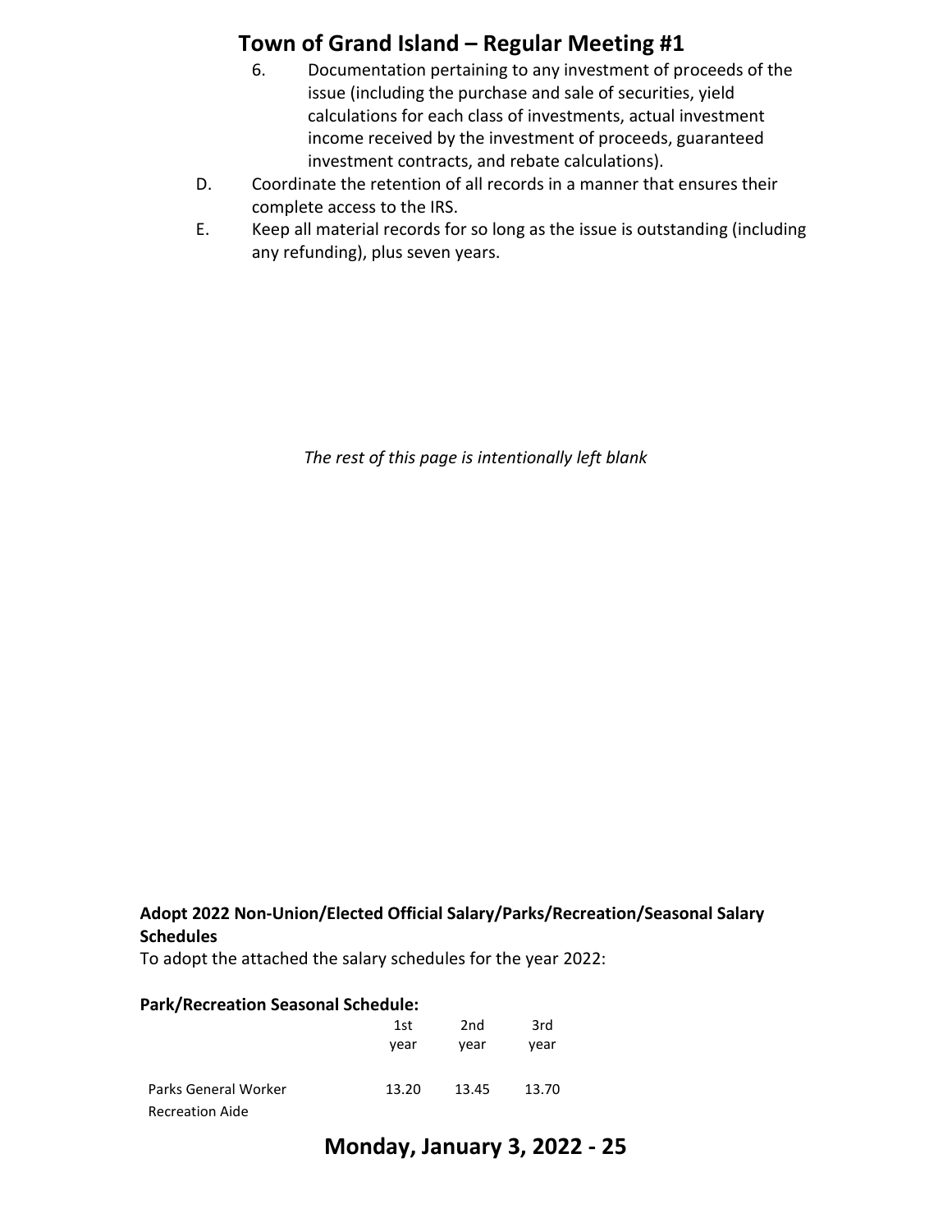6. Documentation pertaining to any investment of proceeds of the issue (including the purchase and sale of securities, yield calculations for each class of investments, actual investment income received by the investment of proceeds, guaranteed investment contracts, and rebate calculations).

D. Coordinate the retention of all records in a manner that ensures their complete access to the IRS.

E. Keep all material records for so long as the issue is outstanding (including any refunding), plus seven years.

*The rest of this page is intentionally left blank*

**Adopt 2022 Non-Union/Elected Official Salary/Parks/Recreation/Seasonal Salary Schedules**

To adopt the attached the salary schedules for the year 2022:

**Park/Recreation Seasonal Schedule:**

| | 1st year | 2nd year | 3rd year |
|---|---|---|---|
| Parks General Worker | 13.20 | 13.45 | 13.70 |
| Recreation Aide | | | |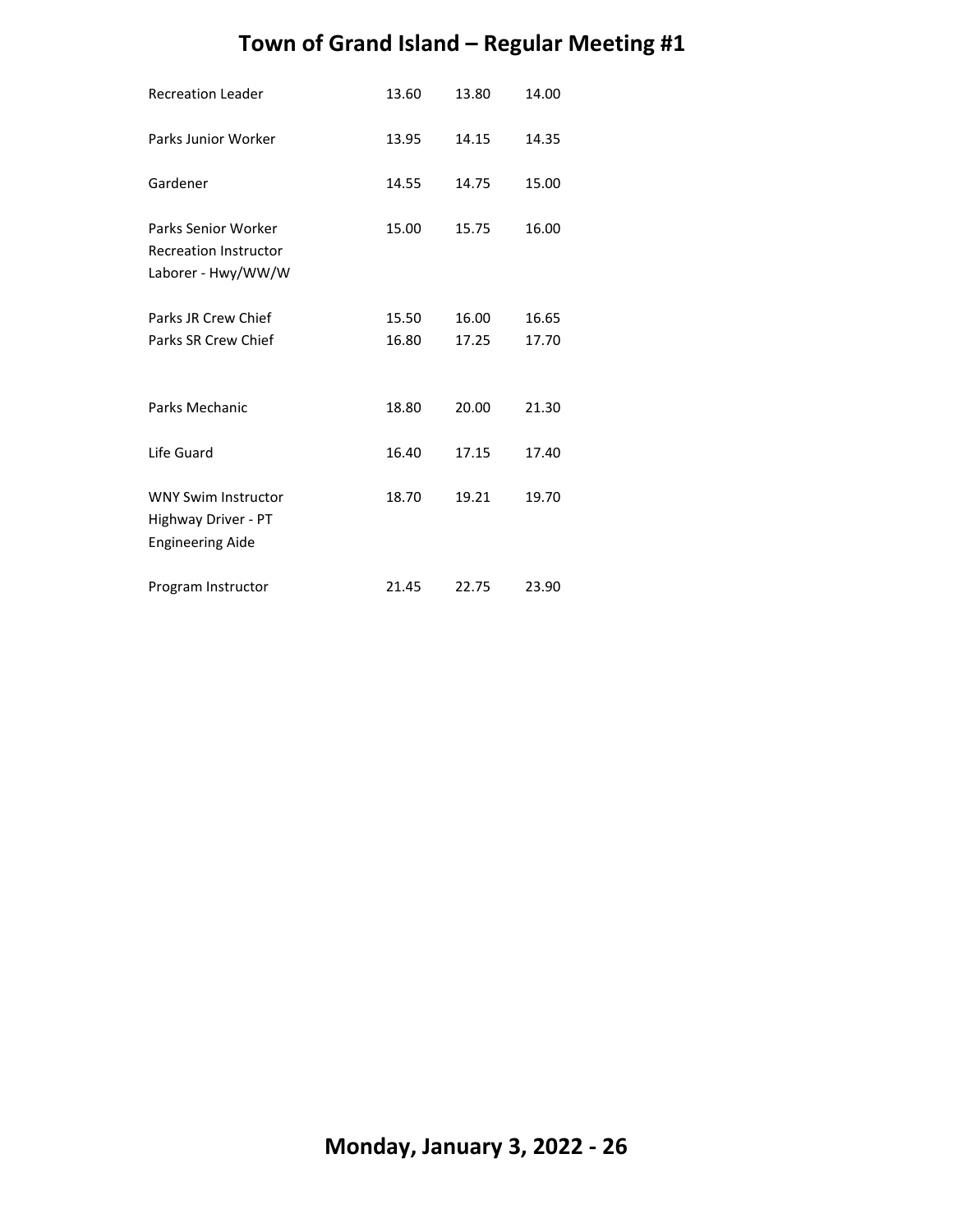| | | | |
|---|---|---|---|
| Recreation Leader | 13.60 | 13.80 | 14.00 |
| Parks Junior Worker | 13.95 | 14.15 | 14.35 |
| Gardener | 14.55 | 14.75 | 15.00 |
| Parks Senior Worker<br>Recreation Instructor<br>Laborer - Hwy/WW/W | 15.00 | 15.75 | 16.00 |
| Parks JR Crew Chief | 15.50 | 16.00 | 16.65 |
| Parks SR Crew Chief | 16.80 | 17.25 | 17.70 |
| Parks Mechanic | 18.80 | 20.00 | 21.30 |
| Life Guard | 16.40 | 17.15 | 17.40 |
| WNY Swim Instructor<br>Highway Driver - PT<br>Engineering Aide | 18.70 | 19.21 | 19.70 |
| Program Instructor | 21.45 | 22.75 | 23.90 |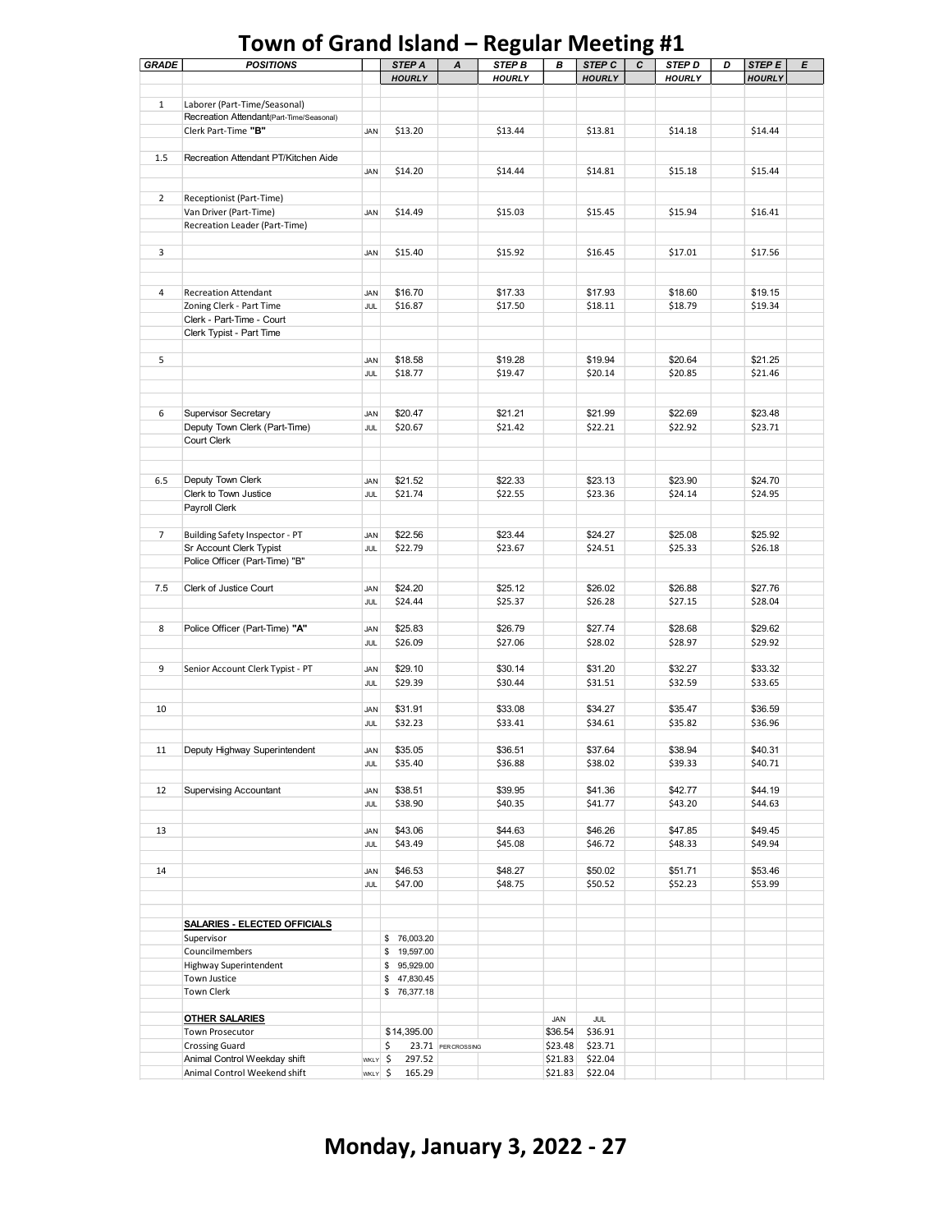# Town of Grand Island – Regular Meeting #1

| GRADE | POSITIONS | | STEP A | A | STEP B | B | STEP C | C | STEP D | D | STEP E | E |
|---|---|---|---|---|---|---|---|---|---|---|---|---|
| | | | HOURLY | | HOURLY | | HOURLY | | HOURLY | | HOURLY | |
| 1 | Laborer (Part-Time/Seasonal) | | | | | | | | | | | |
| | Recreation Attendant(Part-Time/Seasonal) | | | | | | | | | | | |
| | Clerk Part-Time **"B"** | JAN | $13.20 | | $13.44 | | $13.81 | | $14.18 | | $14.44 | |
| 1.5 | Recreation Attendant PT/Kitchen Aide | | | | | | | | | | | |
| | | JAN | $14.20 | | $14.44 | | $14.81 | | $15.18 | | $15.44 | |
| 2 | Receptionist (Part-Time) | | | | | | | | | | | |
| | Van Driver (Part-Time) | JAN | $14.49 | | $15.03 | | $15.45 | | $15.94 | | $16.41 | |
| | Recreation Leader (Part-Time) | | | | | | | | | | | |
| 3 | | JAN | $15.40 | | $15.92 | | $16.45 | | $17.01 | | $17.56 | |
| 4 | Recreation Attendant | JAN | $16.70 | | $17.33 | | $17.93 | | $18.60 | | $19.15 | |
| | Zoning Clerk - Part Time | JUL | $16.87 | | $17.50 | | $18.11 | | $18.79 | | $19.34 | |
| | Clerk - Part-Time - Court | | | | | | | | | | | |
| | Clerk Typist - Part Time | | | | | | | | | | | |
| 5 | | JAN | $18.58 | | $19.28 | | $19.94 | | $20.64 | | $21.25 | |
| | | JUL | $18.77 | | $19.47 | | $20.14 | | $20.85 | | $21.46 | |
| 6 | Supervisor Secretary | JAN | $20.47 | | $21.21 | | $21.99 | | $22.69 | | $23.48 | |
| | Deputy Town Clerk (Part-Time) | JUL | $20.67 | | $21.42 | | $22.21 | | $22.92 | | $23.71 | |
| | Court Clerk | | | | | | | | | | | |
| 6.5 | Deputy Town Clerk | JAN | $21.52 | | $22.33 | | $23.13 | | $23.90 | | $24.70 | |
| | Clerk to Town Justice | JUL | $21.74 | | $22.55 | | $23.36 | | $24.14 | | $24.95 | |
| | Payroll Clerk | | | | | | | | | | | |
| 7 | Building Safety Inspector - PT | JAN | $22.56 | | $23.44 | | $24.27 | | $25.08 | | $25.92 | |
| | Sr Account Clerk Typist | JUL | $22.79 | | $23.67 | | $24.51 | | $25.33 | | $26.18 | |
| | Police Officer (Part-Time) "B" | | | | | | | | | | | |
| 7.5 | Clerk of Justice Court | JAN | $24.20 | | $25.12 | | $26.02 | | $26.88 | | $27.76 | |
| | | JUL | $24.44 | | $25.37 | | $26.28 | | $27.15 | | $28.04 | |
| 8 | Police Officer (Part-Time) **"A"** | JAN | $25.83 | | $26.79 | | $27.74 | | $28.68 | | $29.62 | |
| | | JUL | $26.09 | | $27.06 | | $28.02 | | $28.97 | | $29.92 | |
| 9 | Senior Account Clerk Typist - PT | JAN | $29.10 | | $30.14 | | $31.20 | | $32.27 | | $33.32 | |
| | | JUL | $29.39 | | $30.44 | | $31.51 | | $32.59 | | $33.65 | |
| 10 | | JAN | $31.91 | | $33.08 | | $34.27 | | $35.47 | | $36.59 | |
| | | JUL | $32.23 | | $33.41 | | $34.61 | | $35.82 | | $36.96 | |
| 11 | Deputy Highway Superintendent | JAN | $35.05 | | $36.51 | | $37.64 | | $38.94 | | $40.31 | |
| | | JUL | $35.40 | | $36.88 | | $38.02 | | $39.33 | | $40.71 | |
| 12 | Supervising Accountant | JAN | $38.51 | | $39.95 | | $41.36 | | $42.77 | | $44.19 | |
| | | JUL | $38.90 | | $40.35 | | $41.77 | | $43.20 | | $44.63 | |
| 13 | | JAN | $43.06 | | $44.63 | | $46.26 | | $47.85 | | $49.45 | |
| | | JUL | $43.49 | | $45.08 | | $46.72 | | $48.33 | | $49.94 | |
| 14 | | JAN | $46.53 | | $48.27 | | $50.02 | | $51.71 | | $53.46 | |
| | | JUL | $47.00 | | $48.75 | | $50.52 | | $52.23 | | $53.99 | |
| | **SALARIES - ELECTED OFFICIALS** | | | | | | | | | | | |
| | Supervisor | | $ 76,003.20 | | | | | | | | | |
| | Councilmembers | | $ 19,597.00 | | | | | | | | | |
| | Highway Superintendent | | $ 95,929.00 | | | | | | | | | |
| | Town Justice | | $ 47,830.45 | | | | | | | | | |
| | Town Clerk | | $ 76,377.18 | | | | | | | | | |
| | **OTHER SALARIES** | | | | | JAN | JUL | | | | | |
| | Town Prosecutor | | $14,395.00 | | | $36.54 | $36.91 | | | | | |
| | Crossing Guard | | $ 23.71 | PER CROSSING | | $23.48 | $23.71 | | | | | |
| | Animal Control Weekday shift | WKLY | $ 297.52 | | | $21.83 | $22.04 | | | | | |
| | Animal Control Weekend shift | WKLY | $ 165.29 | | | $21.83 | $22.04 | | | | | |

**Monday, January 3, 2022 - 27**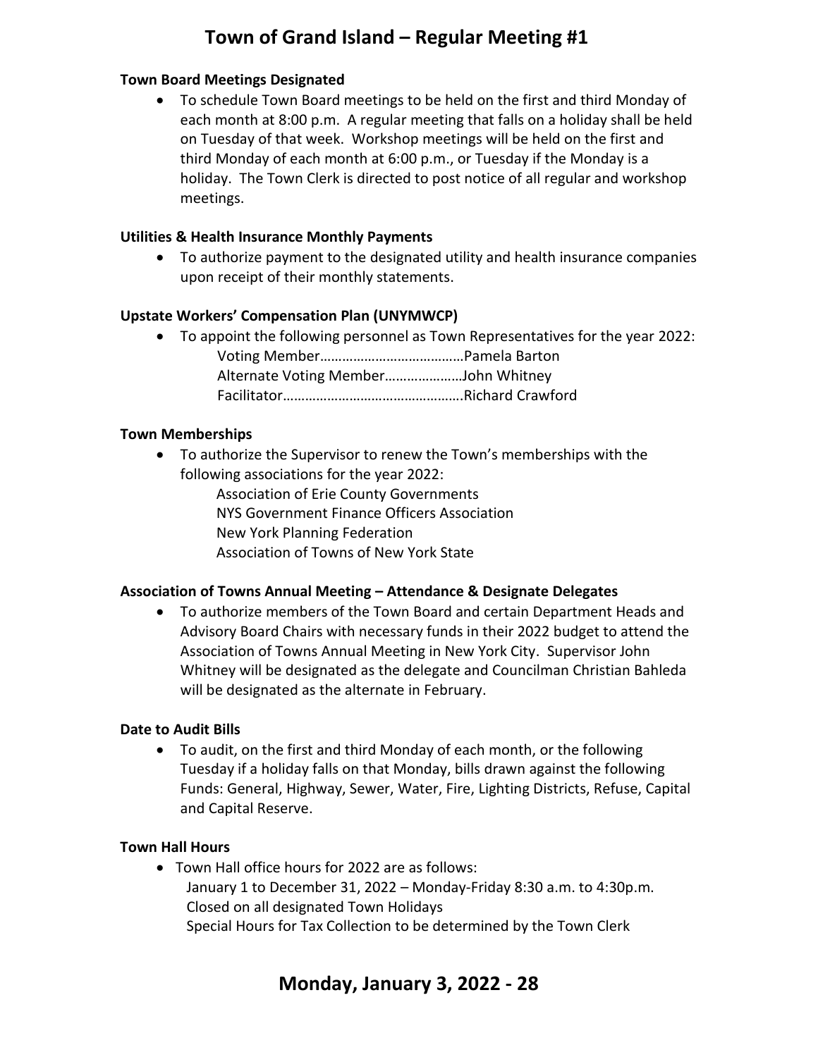**Town Board Meetings Designated**

- To schedule Town Board meetings to be held on the first and third Monday of each month at 8:00 p.m. A regular meeting that falls on a holiday shall be held on Tuesday of that week. Workshop meetings will be held on the first and third Monday of each month at 6:00 p.m., or Tuesday if the Monday is a holiday. The Town Clerk is directed to post notice of all regular and workshop meetings.

**Utilities & Health Insurance Monthly Payments**

- To authorize payment to the designated utility and health insurance companies upon receipt of their monthly statements.

**Upstate Workers' Compensation Plan (UNYMWCP)**

- To appoint the following personnel as Town Representatives for the year 2022:
  - Voting Member………………………………Pamela Barton
  - Alternate Voting Member…………………John Whitney
  - Facilitator………………………………………..Richard Crawford

**Town Memberships**

- To authorize the Supervisor to renew the Town's memberships with the following associations for the year 2022:
  - Association of Erie County Governments
  - NYS Government Finance Officers Association
  - New York Planning Federation
  - Association of Towns of New York State

**Association of Towns Annual Meeting – Attendance & Designate Delegates**

- To authorize members of the Town Board and certain Department Heads and Advisory Board Chairs with necessary funds in their 2022 budget to attend the Association of Towns Annual Meeting in New York City. Supervisor John Whitney will be designated as the delegate and Councilman Christian Bahleda will be designated as the alternate in February.

**Date to Audit Bills**

- To audit, on the first and third Monday of each month, or the following Tuesday if a holiday falls on that Monday, bills drawn against the following Funds: General, Highway, Sewer, Water, Fire, Lighting Districts, Refuse, Capital and Capital Reserve.

**Town Hall Hours**

- Town Hall office hours for 2022 are as follows:
  - January 1 to December 31, 2022 – Monday-Friday 8:30 a.m. to 4:30p.m.
  - Closed on all designated Town Holidays
  - Special Hours for Tax Collection to be determined by the Town Clerk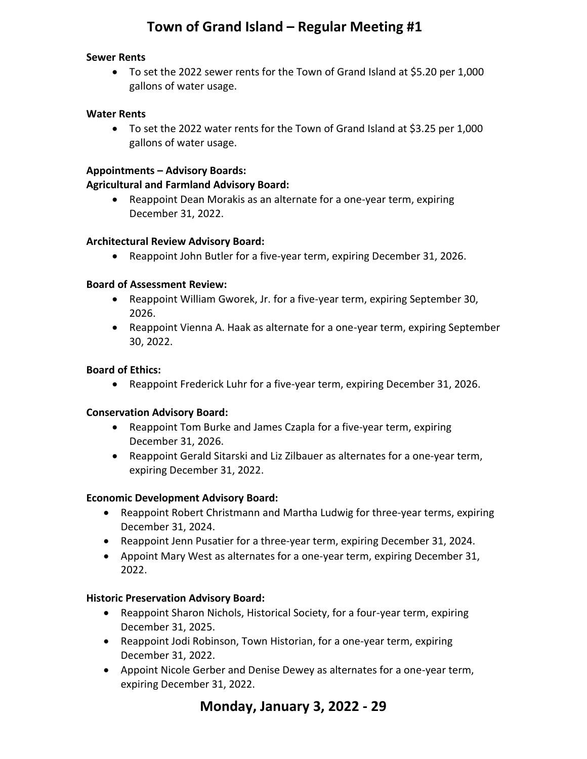**Sewer Rents**

- To set the 2022 sewer rents for the Town of Grand Island at $5.20 per 1,000 gallons of water usage.

**Water Rents**

- To set the 2022 water rents for the Town of Grand Island at $3.25 per 1,000 gallons of water usage.

**Appointments – Advisory Boards:**

**Agricultural and Farmland Advisory Board:**

- Reappoint Dean Morakis as an alternate for a one-year term, expiring December 31, 2022.

**Architectural Review Advisory Board:**

- Reappoint John Butler for a five-year term, expiring December 31, 2026.

**Board of Assessment Review:**

- Reappoint William Gworek, Jr. for a five-year term, expiring September 30, 2026.
- Reappoint Vienna A. Haak as alternate for a one-year term, expiring September 30, 2022.

**Board of Ethics:**

- Reappoint Frederick Luhr for a five-year term, expiring December 31, 2026.

**Conservation Advisory Board:**

- Reappoint Tom Burke and James Czapla for a five-year term, expiring December 31, 2026.
- Reappoint Gerald Sitarski and Liz Zilbauer as alternates for a one-year term, expiring December 31, 2022.

**Economic Development Advisory Board:**

- Reappoint Robert Christmann and Martha Ludwig for three-year terms, expiring December 31, 2024.
- Reappoint Jenn Pusatier for a three-year term, expiring December 31, 2024.
- Appoint Mary West as alternates for a one-year term, expiring December 31, 2022.

**Historic Preservation Advisory Board:**

- Reappoint Sharon Nichols, Historical Society, for a four-year term, expiring December 31, 2025.
- Reappoint Jodi Robinson, Town Historian, for a one-year term, expiring December 31, 2022.
- Appoint Nicole Gerber and Denise Dewey as alternates for a one-year term, expiring December 31, 2022.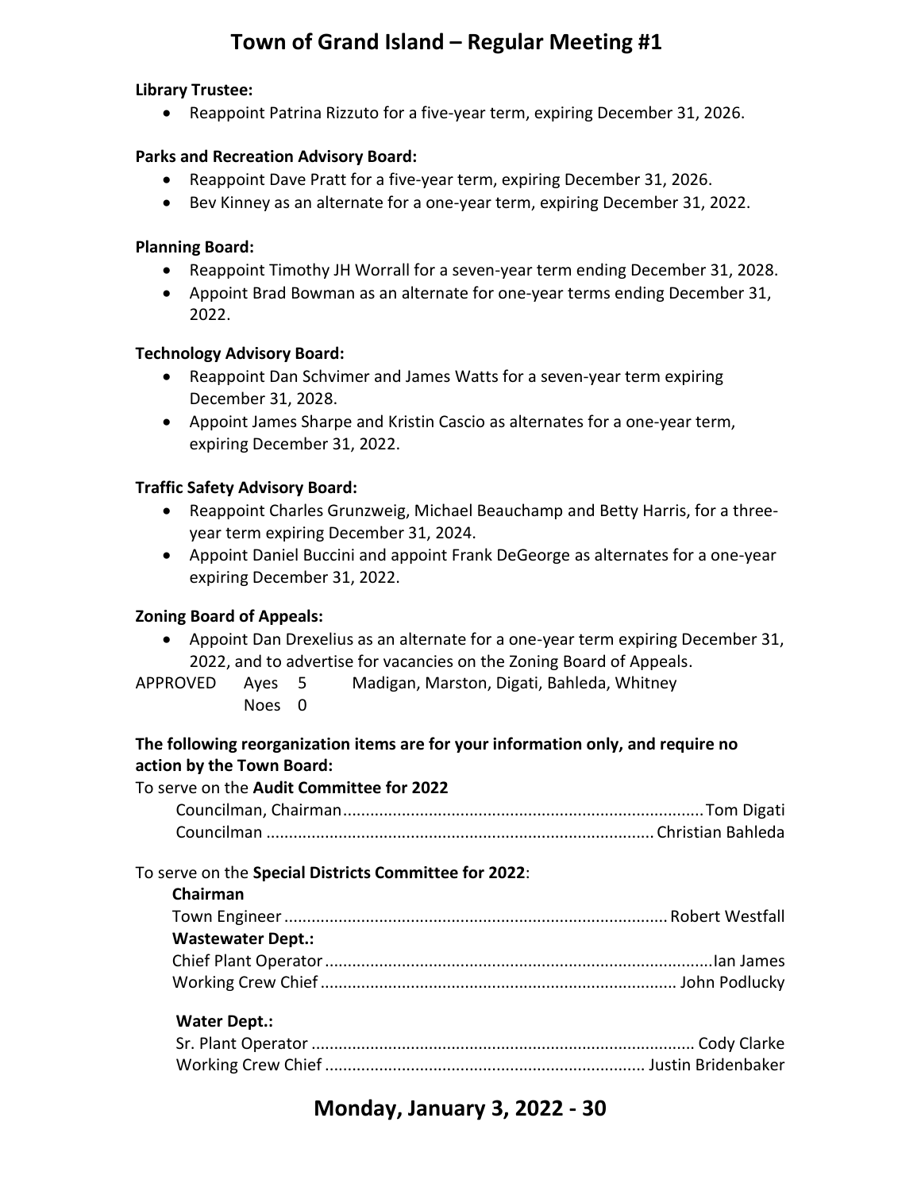**Library Trustee:**

- Reappoint Patrina Rizzuto for a five-year term, expiring December 31, 2026.

**Parks and Recreation Advisory Board:**

- Reappoint Dave Pratt for a five-year term, expiring December 31, 2026.
- Bev Kinney as an alternate for a one-year term, expiring December 31, 2022.

**Planning Board:**

- Reappoint Timothy JH Worrall for a seven-year term ending December 31, 2028.
- Appoint Brad Bowman as an alternate for one-year terms ending December 31, 2022.

**Technology Advisory Board:**

- Reappoint Dan Schvimer and James Watts for a seven-year term expiring December 31, 2028.
- Appoint James Sharpe and Kristin Cascio as alternates for a one-year term, expiring December 31, 2022.

**Traffic Safety Advisory Board:**

- Reappoint Charles Grunzweig, Michael Beauchamp and Betty Harris, for a three-year term expiring December 31, 2024.
- Appoint Daniel Buccini and appoint Frank DeGeorge as alternates for a one-year expiring December 31, 2022.

**Zoning Board of Appeals:**

- Appoint Dan Drexelius as an alternate for a one-year term expiring December 31, 2022, and to advertise for vacancies on the Zoning Board of Appeals.

APPROVED Ayes 5 Madigan, Marston, Digati, Bahleda, Whitney
Noes 0

**The following reorganization items are for your information only, and require no action by the Town Board:**

To serve on the **Audit Committee for 2022**

Councilman, Chairman................................................................................Tom Digati
Councilman ..................................................................................... Christian Bahleda

To serve on the **Special Districts Committee for 2022**:

**Chairman**
Town Engineer .................................................................................... Robert Westfall

**Wastewater Dept.:**
Chief Plant Operator.....................................................................................Ian James
Working Crew Chief .............................................................................. John Podlucky

**Water Dept.:**
Sr. Plant Operator .................................................................................... Cody Clarke
Working Crew Chief ...................................................................... Justin Bridenbaker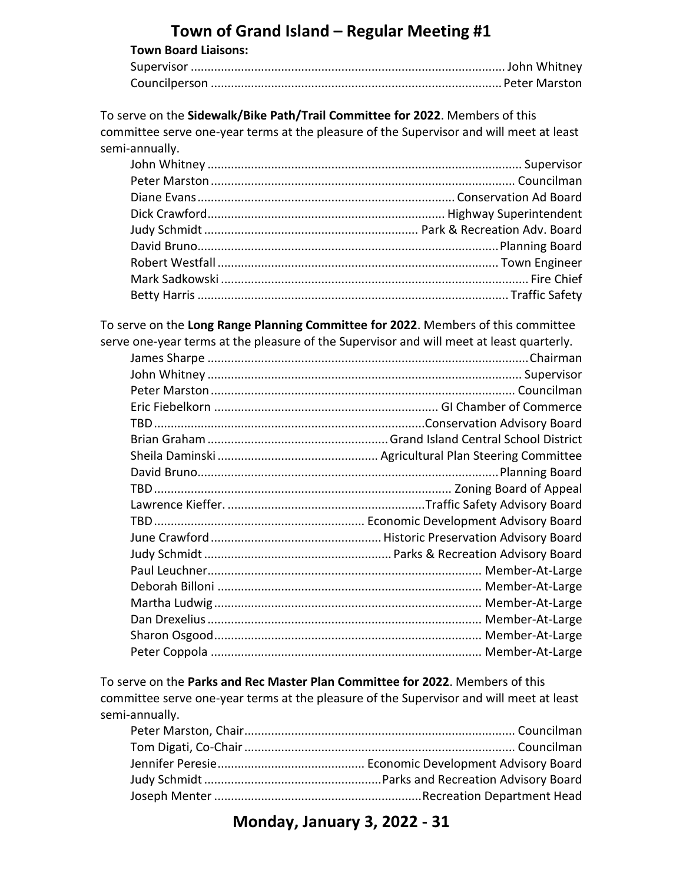**Town Board Liaisons:**

Supervisor .......... John Whitney
Councilperson .......... Peter Marston

To serve on the **Sidewalk/Bike Path/Trail Committee for 2022**. Members of this committee serve one-year terms at the pleasure of the Supervisor and will meet at least semi-annually.

John Whitney .......... Supervisor
Peter Marston .......... Councilman
Diane Evans .......... Conservation Ad Board
Dick Crawford .......... Highway Superintendent
Judy Schmidt .......... Park & Recreation Adv. Board
David Bruno .......... Planning Board
Robert Westfall .......... Town Engineer
Mark Sadkowski .......... Fire Chief
Betty Harris .......... Traffic Safety

To serve on the **Long Range Planning Committee for 2022**. Members of this committee serve one-year terms at the pleasure of the Supervisor and will meet at least quarterly.

James Sharpe .......... Chairman
John Whitney .......... Supervisor
Peter Marston .......... Councilman
Eric Fiebelkorn .......... GI Chamber of Commerce
TBD .......... Conservation Advisory Board
Brian Graham .......... Grand Island Central School District
Sheila Daminski .......... Agricultural Plan Steering Committee
David Bruno .......... Planning Board
TBD .......... Zoning Board of Appeal
Lawrence Kieffer. .......... Traffic Safety Advisory Board
TBD .......... Economic Development Advisory Board
June Crawford .......... Historic Preservation Advisory Board
Judy Schmidt .......... Parks & Recreation Advisory Board
Paul Leuchner .......... Member-At-Large
Deborah Billoni .......... Member-At-Large
Martha Ludwig .......... Member-At-Large
Dan Drexelius .......... Member-At-Large
Sharon Osgood .......... Member-At-Large
Peter Coppola .......... Member-At-Large

To serve on the **Parks and Rec Master Plan Committee for 2022**. Members of this committee serve one-year terms at the pleasure of the Supervisor and will meet at least semi-annually.

Peter Marston, Chair .......... Councilman
Tom Digati, Co-Chair .......... Councilman
Jennifer Peresie .......... Economic Development Advisory Board
Judy Schmidt .......... Parks and Recreation Advisory Board
Joseph Menter .......... Recreation Department Head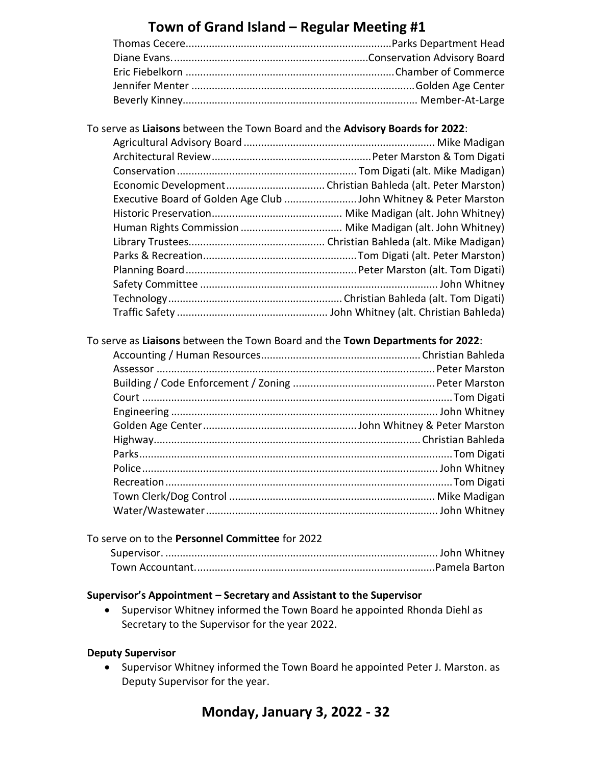Thomas Cecere......................................................................Parks Department Head
Diane Evans...................................................................Conservation Advisory Board
Eric Fiebelkorn .......................................................................Chamber of Commerce
Jennifer Menter ...........................................................................Golden Age Center
Beverly Kinney............................................................................... Member-At-Large

To serve as **Liaisons** between the Town Board and the **Advisory Boards for 2022**:

Agricultural Advisory Board ................................................................. Mike Madigan
Architectural Review.......................................................Peter Marston & Tom Digati
Conservation ............................................................. Tom Digati (alt. Mike Madigan)
Economic Development................................. Christian Bahleda (alt. Peter Marston)
Executive Board of Golden Age Club ........................ John Whitney & Peter Marston
Historic Preservation............................................ Mike Madigan (alt. John Whitney)
Human Rights Commission .................................. Mike Madigan (alt. John Whitney)
Library Trustees.............................................. Christian Bahleda (alt. Mike Madigan)
Parks & Recreation.................................................... Tom Digati (alt. Peter Marston)
Planning Board.......................................................... Peter Marston (alt. Tom Digati)
Safety Committee ................................................................................. John Whitney
Technology........................................................... Christian Bahleda (alt. Tom Digati)
Traffic Safety ................................................... John Whitney (alt. Christian Bahleda)

To serve as **Liaisons** between the Town Board and the **Town Departments for 2022**:

Accounting / Human Resources...................................................... Christian Bahleda
Assessor .............................................................................................. Peter Marston
Building / Code Enforcement / Zoning ................................................ Peter Marston
Court ........................................................................................................ Tom Digati
Engineering ........................................................................................... John Whitney
Golden Age Center.................................................... John Whitney & Peter Marston
Highway.......................................................................................... Christian Bahleda
Parks.......................................................................................................... Tom Digati
Police..................................................................................................... John Whitney
Recreation ................................................................................................. Tom Digati
Town Clerk/Dog Control ...................................................................... Mike Madigan
Water/Wastewater............................................................................... John Whitney

To serve on to the **Personnel Committee** for 2022

Supervisor. ............................................................................................ John Whitney
Town Accountant.................................................................................Pamela Barton

**Supervisor's Appointment – Secretary and Assistant to the Supervisor**

- Supervisor Whitney informed the Town Board he appointed Rhonda Diehl as Secretary to the Supervisor for the year 2022.

**Deputy Supervisor**

- Supervisor Whitney informed the Town Board he appointed Peter J. Marston. as Deputy Supervisor for the year.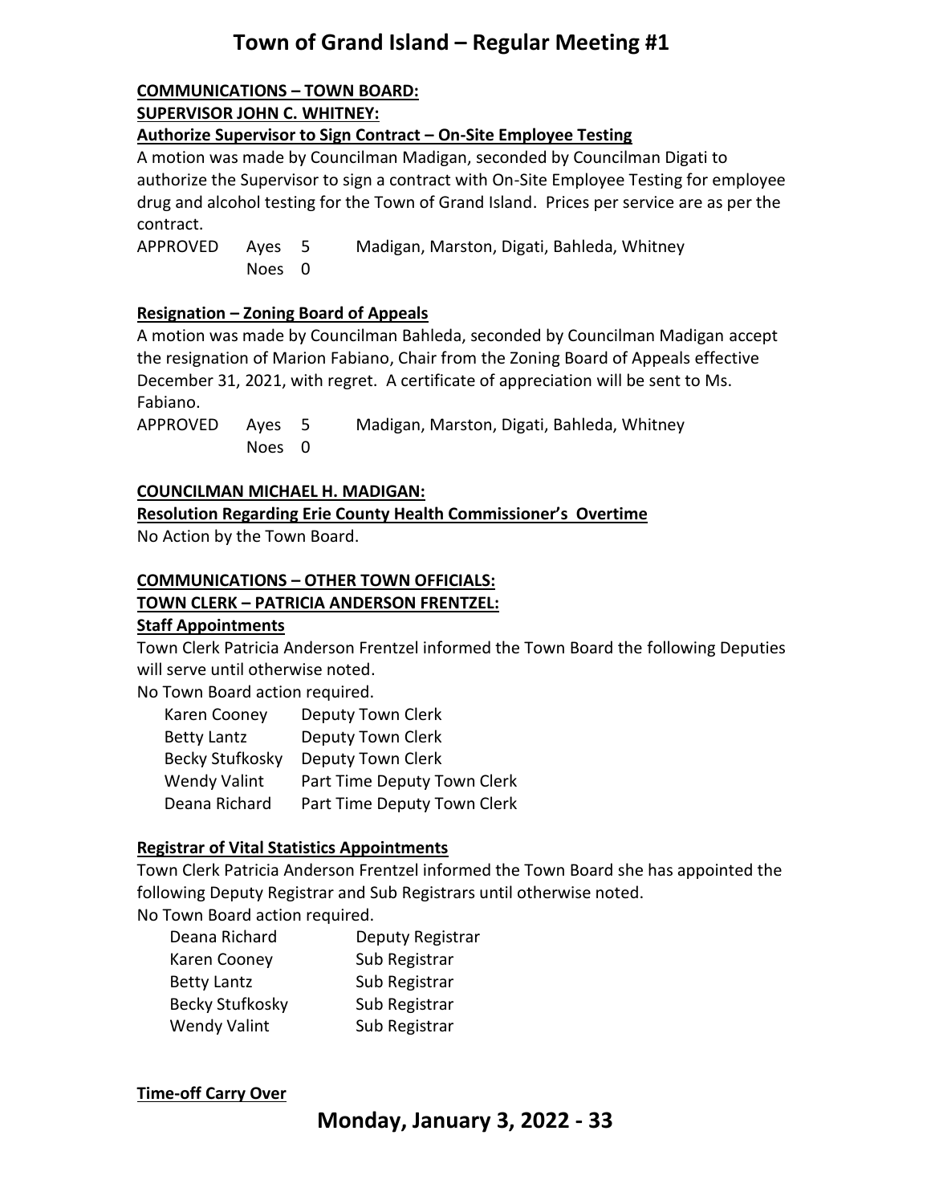**COMMUNICATIONS – TOWN BOARD:**

**SUPERVISOR JOHN C. WHITNEY:**

**Authorize Supervisor to Sign Contract – On-Site Employee Testing**

A motion was made by Councilman Madigan, seconded by Councilman Digati to authorize the Supervisor to sign a contract with On-Site Employee Testing for employee drug and alcohol testing for the Town of Grand Island. Prices per service are as per the contract.

| | | | |
|---|---|---|---|
| APPROVED | Ayes | 5 | Madigan, Marston, Digati, Bahleda, Whitney |
| | Noes | 0 | |

**Resignation – Zoning Board of Appeals**

A motion was made by Councilman Bahleda, seconded by Councilman Madigan accept the resignation of Marion Fabiano, Chair from the Zoning Board of Appeals effective December 31, 2021, with regret. A certificate of appreciation will be sent to Ms. Fabiano.

| | | | |
|---|---|---|---|
| APPROVED | Ayes | 5 | Madigan, Marston, Digati, Bahleda, Whitney |
| | Noes | 0 | |

**COUNCILMAN MICHAEL H. MADIGAN:**

**Resolution Regarding Erie County Health Commissioner's Overtime**

No Action by the Town Board.

**COMMUNICATIONS – OTHER TOWN OFFICIALS:**

**TOWN CLERK – PATRICIA ANDERSON FRENTZEL:**

**Staff Appointments**

Town Clerk Patricia Anderson Frentzel informed the Town Board the following Deputies will serve until otherwise noted.

No Town Board action required.

| | |
|---|---|
| Karen Cooney | Deputy Town Clerk |
| Betty Lantz | Deputy Town Clerk |
| Becky Stufkosky | Deputy Town Clerk |
| Wendy Valint | Part Time Deputy Town Clerk |
| Deana Richard | Part Time Deputy Town Clerk |

**Registrar of Vital Statistics Appointments**

Town Clerk Patricia Anderson Frentzel informed the Town Board she has appointed the following Deputy Registrar and Sub Registrars until otherwise noted.

No Town Board action required.

| | |
|---|---|
| Deana Richard | Deputy Registrar |
| Karen Cooney | Sub Registrar |
| Betty Lantz | Sub Registrar |
| Becky Stufkosky | Sub Registrar |
| Wendy Valint | Sub Registrar |

**Time-off Carry Over**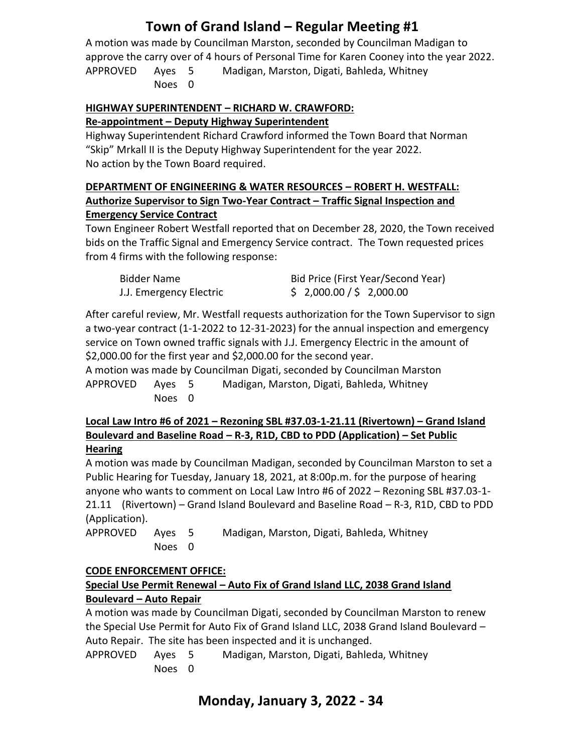A motion was made by Councilman Marston, seconded by Councilman Madigan to approve the carry over of 4 hours of Personal Time for Karen Cooney into the year 2022.

| | | | |
|---|---|---|---|
| APPROVED | Ayes | 5 | Madigan, Marston, Digati, Bahleda, Whitney |
| | Noes | 0 | |

**HIGHWAY SUPERINTENDENT – RICHARD W. CRAWFORD:**

**Re-appointment – Deputy Highway Superintendent**

Highway Superintendent Richard Crawford informed the Town Board that Norman "Skip" Mrkall II is the Deputy Highway Superintendent for the year 2022.
No action by the Town Board required.

**DEPARTMENT OF ENGINEERING & WATER RESOURCES – ROBERT H. WESTFALL:**

**Authorize Supervisor to Sign Two-Year Contract – Traffic Signal Inspection and Emergency Service Contract**

Town Engineer Robert Westfall reported that on December 28, 2020, the Town received bids on the Traffic Signal and Emergency Service contract. The Town requested prices from 4 firms with the following response:

| Bidder Name | Bid Price (First Year/Second Year) |
|---|---|
| J.J. Emergency Electric | $ 2,000.00 / $ 2,000.00 |

After careful review, Mr. Westfall requests authorization for the Town Supervisor to sign a two-year contract (1-1-2022 to 12-31-2023) for the annual inspection and emergency service on Town owned traffic signals with J.J. Emergency Electric in the amount of $2,000.00 for the first year and $2,000.00 for the second year.
A motion was made by Councilman Digati, seconded by Councilman Marston

| | | | |
|---|---|---|---|
| APPROVED | Ayes | 5 | Madigan, Marston, Digati, Bahleda, Whitney |
| | Noes | 0 | |

**Local Law Intro #6 of 2021 – Rezoning SBL #37.03-1-21.11 (Rivertown) – Grand Island Boulevard and Baseline Road – R-3, R1D, CBD to PDD (Application) – Set Public Hearing**

A motion was made by Councilman Madigan, seconded by Councilman Marston to set a Public Hearing for Tuesday, January 18, 2021, at 8:00p.m. for the purpose of hearing anyone who wants to comment on Local Law Intro #6 of 2022 – Rezoning SBL #37.03-1-21.11 (Rivertown) – Grand Island Boulevard and Baseline Road – R-3, R1D, CBD to PDD (Application).

| | | | |
|---|---|---|---|
| APPROVED | Ayes | 5 | Madigan, Marston, Digati, Bahleda, Whitney |
| | Noes | 0 | |

**CODE ENFORCEMENT OFFICE:**

**Special Use Permit Renewal – Auto Fix of Grand Island LLC, 2038 Grand Island Boulevard – Auto Repair**

A motion was made by Councilman Digati, seconded by Councilman Marston to renew the Special Use Permit for Auto Fix of Grand Island LLC, 2038 Grand Island Boulevard – Auto Repair. The site has been inspected and it is unchanged.

| | | | |
|---|---|---|---|
| APPROVED | Ayes | 5 | Madigan, Marston, Digati, Bahleda, Whitney |
| | Noes | 0 | |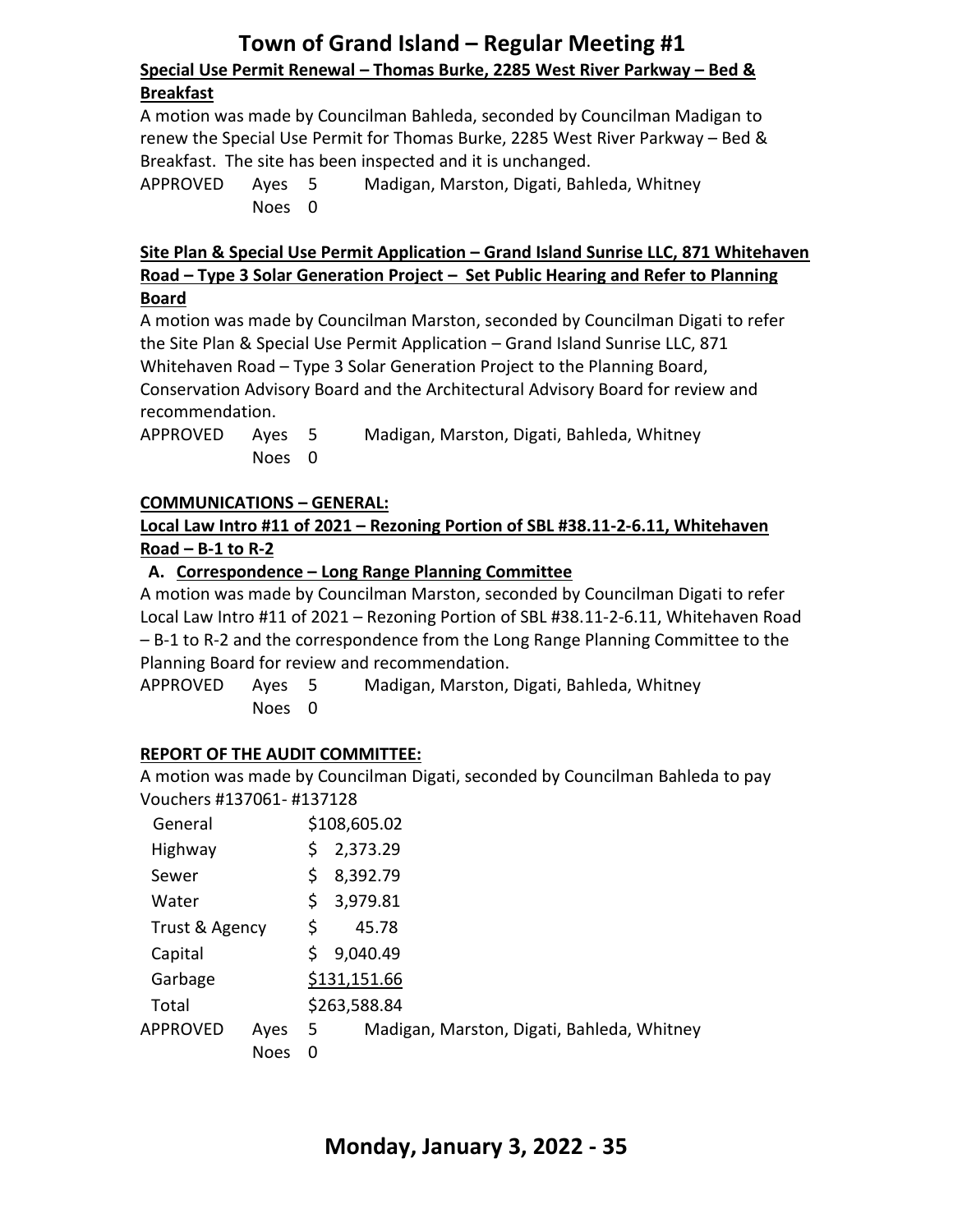**Special Use Permit Renewal – Thomas Burke, 2285 West River Parkway – Bed & Breakfast**

A motion was made by Councilman Bahleda, seconded by Councilman Madigan to renew the Special Use Permit for Thomas Burke, 2285 West River Parkway – Bed & Breakfast. The site has been inspected and it is unchanged.

| | | | |
|---|---|---|---|
| APPROVED | Ayes | 5 | Madigan, Marston, Digati, Bahleda, Whitney |
| | Noes | 0 | |

**Site Plan & Special Use Permit Application – Grand Island Sunrise LLC, 871 Whitehaven Road – Type 3 Solar Generation Project – Set Public Hearing and Refer to Planning Board**

A motion was made by Councilman Marston, seconded by Councilman Digati to refer the Site Plan & Special Use Permit Application – Grand Island Sunrise LLC, 871 Whitehaven Road – Type 3 Solar Generation Project to the Planning Board, Conservation Advisory Board and the Architectural Advisory Board for review and recommendation.

| | | | |
|---|---|---|---|
| APPROVED | Ayes | 5 | Madigan, Marston, Digati, Bahleda, Whitney |
| | Noes | 0 | |

**COMMUNICATIONS – GENERAL:**

**Local Law Intro #11 of 2021 – Rezoning Portion of SBL #38.11-2-6.11, Whitehaven Road – B-1 to R-2**

**A. Correspondence – Long Range Planning Committee**

A motion was made by Councilman Marston, seconded by Councilman Digati to refer Local Law Intro #11 of 2021 – Rezoning Portion of SBL #38.11-2-6.11, Whitehaven Road – B-1 to R-2 and the correspondence from the Long Range Planning Committee to the Planning Board for review and recommendation.

| | | | |
|---|---|---|---|
| APPROVED | Ayes | 5 | Madigan, Marston, Digati, Bahleda, Whitney |
| | Noes | 0 | |

**REPORT OF THE AUDIT COMMITTEE:**

A motion was made by Councilman Digati, seconded by Councilman Bahleda to pay Vouchers #137061- #137128

| | |
|---|---|
| General | $108,605.02 |
| Highway | $ 2,373.29 |
| Sewer | $ 8,392.79 |
| Water | $ 3,979.81 |
| Trust & Agency | $ 45.78 |
| Capital | $ 9,040.49 |
| Garbage | $131,151.66 |
| Total | $263,588.84 |

| | | | |
|---|---|---|---|
| APPROVED | Ayes | 5 | Madigan, Marston, Digati, Bahleda, Whitney |
| | Noes | 0 | |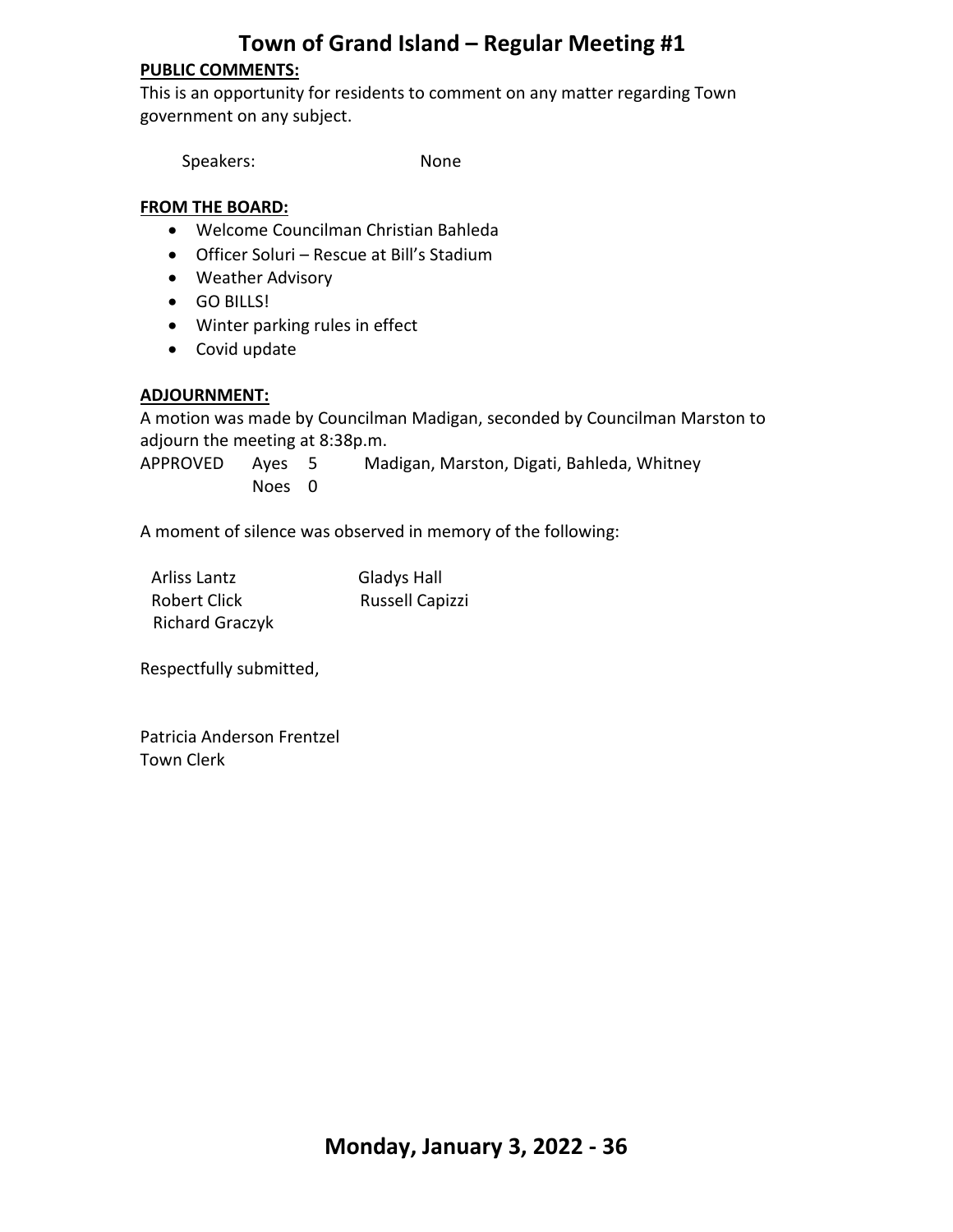**PUBLIC COMMENTS:**

This is an opportunity for residents to comment on any matter regarding Town government on any subject.

Speakers: None

**FROM THE BOARD:**

- Welcome Councilman Christian Bahleda
- Officer Soluri – Rescue at Bill's Stadium
- Weather Advisory
- GO BILLS!
- Winter parking rules in effect
- Covid update

**ADJOURNMENT:**

A motion was made by Councilman Madigan, seconded by Councilman Marston to adjourn the meeting at 8:38p.m.

APPROVED Ayes 5 Madigan, Marston, Digati, Bahleda, Whitney
Noes 0

A moment of silence was observed in memory of the following:

Arliss Lantz
Robert Click
Richard Graczyk
Gladys Hall
Russell Capizzi

Respectfully submitted,

Patricia Anderson Frentzel
Town Clerk